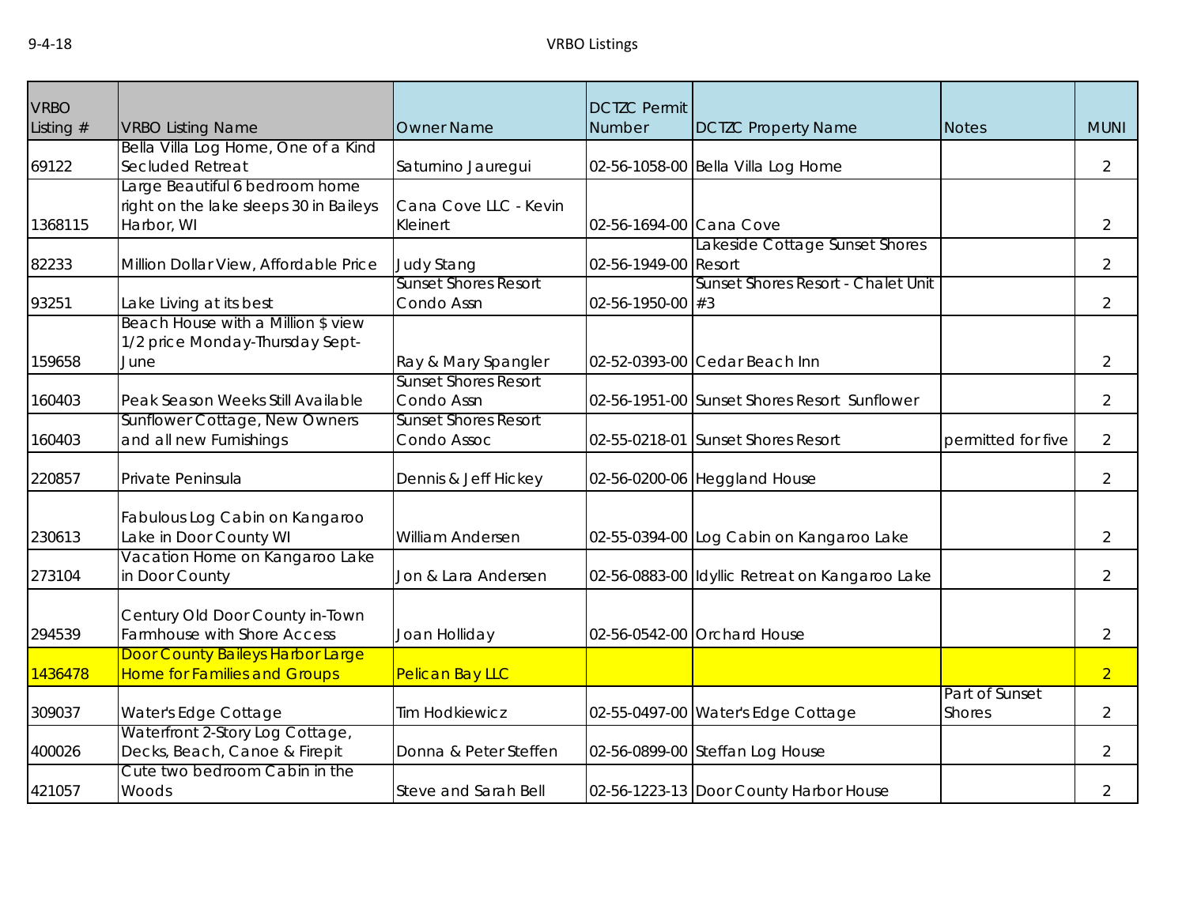# VRBO Listings

9-4-18

| VRBO Listing # | VRBO Listing Name | Owner Name | DCTZC Permit Number | DCTZC Property Name | Notes | MUNI |
|---|---|---|---|---|---|---|
| 69122 | Bella Villa Log Home, One of a Kind Secluded Retreat | Saturnino Jauregui | 02-56-1058-00 | Bella Villa Log Home | | 2 |
| 1368115 | Large Beautiful 6 bedroom home right on the lake sleeps 30 in Baileys Harbor, WI | Cana Cove LLC - Kevin Kleinert | 02-56-1694-00 | Cana Cove | | 2 |
| 82233 | Million Dollar View, Affordable Price | Judy Stang | 02-56-1949-00 | Lakeside Cottage Sunset Shores Resort | | 2 |
| 93251 | Lake Living at its best | Sunset Shores Resort Condo Assn | 02-56-1950-00 | Sunset Shores Resort - Chalet Unit #3 | | 2 |
| 159658 | Beach House with a Million $ view 1/2 price Monday-Thursday Sept-June | Ray & Mary Spangler | 02-52-0393-00 | Cedar Beach Inn | | 2 |
| 160403 | Peak Season Weeks Still Available | Sunset Shores Resort Condo Assn | 02-56-1951-00 | Sunset Shores Resort Sunflower | | 2 |
| 160403 | Sunflower Cottage, New Owners and all new Furnishings | Sunset Shores Resort Condo Assoc | 02-55-0218-01 | Sunset Shores Resort | permitted for five | 2 |
| 220857 | Private Peninsula | Dennis & Jeff Hickey | 02-56-0200-06 | Heggland House | | 2 |
| 230613 | Fabulous Log Cabin on Kangaroo Lake in Door County WI | William Andersen | 02-55-0394-00 | Log Cabin on Kangaroo Lake | | 2 |
| 273104 | Vacation Home on Kangaroo Lake in Door County | Jon & Lara Andersen | 02-56-0883-00 | Idyllic Retreat on Kangaroo Lake | | 2 |
| 294539 | Century Old Door County in-Town Farmhouse with Shore Access | Joan Holliday | 02-56-0542-00 | Orchard House | | 2 |
| 1436478 | Door County Baileys Harbor Large Home for Families and Groups | Pelican Bay LLC | | | | 2 |
| 309037 | Water's Edge Cottage | Tim Hodkiewicz | 02-55-0497-00 | Water's Edge Cottage | Part of Sunset Shores | 2 |
| 400026 | Waterfront 2-Story Log Cottage, Decks, Beach, Canoe & Firepit | Donna & Peter Steffen | 02-56-0899-00 | Steffan Log House | | 2 |
| 421057 | Cute two bedroom Cabin in the Woods | Steve and Sarah Bell | 02-56-1223-13 | Door County Harbor House | | 2 |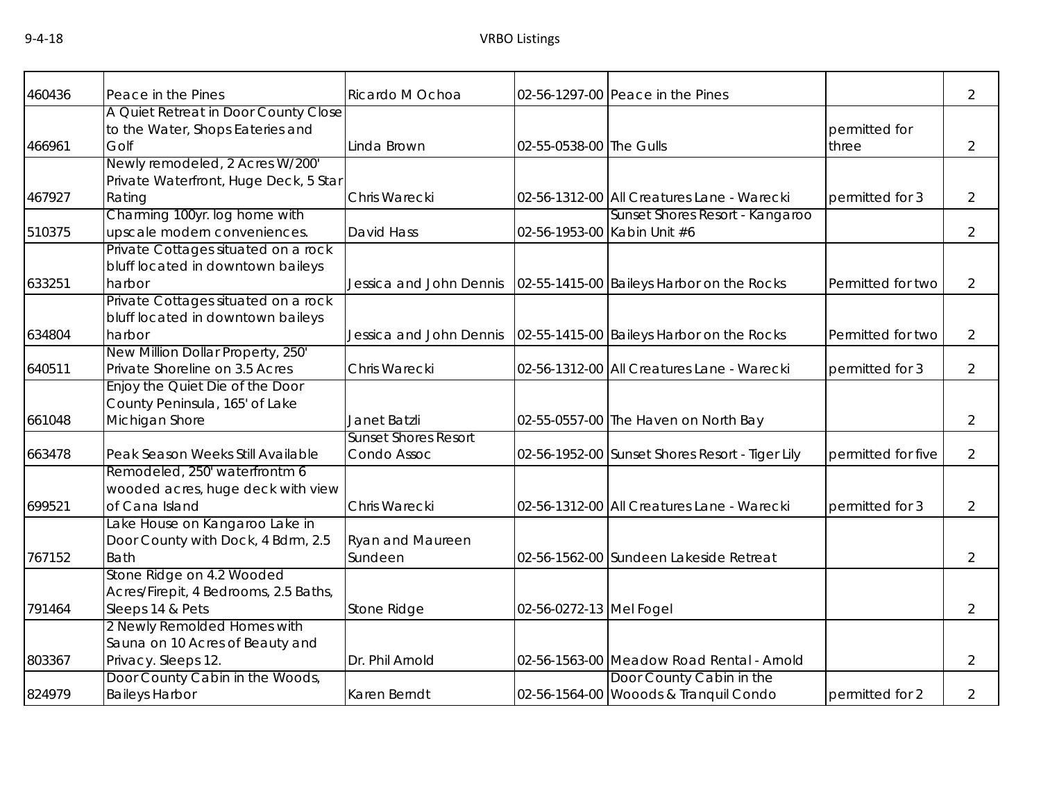| 460436 | Peace in the Pines | Ricardo M Ochoa | 02-56-1297-00 | Peace in the Pines | | 2 |
|---|---|---|---|---|---|---|
| 466961 | A Quiet Retreat in Door County Close to the Water, Shops Eateries and Golf | Linda Brown | 02-55-0538-00 | The Gulls | permitted for three | 2 |
| 467927 | Newly remodeled, 2 Acres W/200' Private Waterfront, Huge Deck, 5 Star Rating | Chris Warecki | 02-56-1312-00 | All Creatures Lane - Warecki | permitted for 3 | 2 |
| 510375 | Charming 100yr. log home with upscale modern conveniences. | David Hass | 02-56-1953-00 | Sunset Shores Resort - Kangaroo Kabin Unit #6 | | 2 |
| 633251 | Private Cottages situated on a rock bluff located in downtown baileys harbor | Jessica and John Dennis | 02-55-1415-00 | Baileys Harbor on the Rocks | Permitted for two | 2 |
| 634804 | Private Cottages situated on a rock bluff located in downtown baileys harbor | Jessica and John Dennis | 02-55-1415-00 | Baileys Harbor on the Rocks | Permitted for two | 2 |
| 640511 | New Million Dollar Property, 250' Private Shoreline on 3.5 Acres | Chris Warecki | 02-56-1312-00 | All Creatures Lane - Warecki | permitted for 3 | 2 |
| 661048 | Enjoy the Quiet Die of the Door County Peninsula, 165' of Lake Michigan Shore | Janet Batzli | 02-55-0557-00 | The Haven on North Bay | | 2 |
| 663478 | Peak Season Weeks Still Available | Sunset Shores Resort Condo Assoc | 02-56-1952-00 | Sunset Shores Resort - Tiger Lily | permitted for five | 2 |
| 699521 | Remodeled, 250' waterfrontm 6 wooded acres, huge deck with view of Cana Island | Chris Warecki | 02-56-1312-00 | All Creatures Lane - Warecki | permitted for 3 | 2 |
| 767152 | Lake House on Kangaroo Lake in Door County with Dock, 4 Bdrm, 2.5 Bath | Ryan and Maureen Sundeen | 02-56-1562-00 | Sundeen Lakeside Retreat | | 2 |
| 791464 | Stone Ridge on 4.2 Wooded Acres/Firepit, 4 Bedrooms, 2.5 Baths, Sleeps 14 & Pets | Stone Ridge | 02-56-0272-13 | Mel Fogel | | 2 |
| 803367 | 2 Newly Remolded Homes with Sauna on 10 Acres of Beauty and Privacy. Sleeps 12. | Dr. Phil Arnold | 02-56-1563-00 | Meadow Road Rental - Arnold | | 2 |
| 824979 | Door County Cabin in the Woods, Baileys Harbor | Karen Berndt | 02-56-1564-00 | Door County Cabin in the Wooods & Tranquil Condo | permitted for 2 | 2 |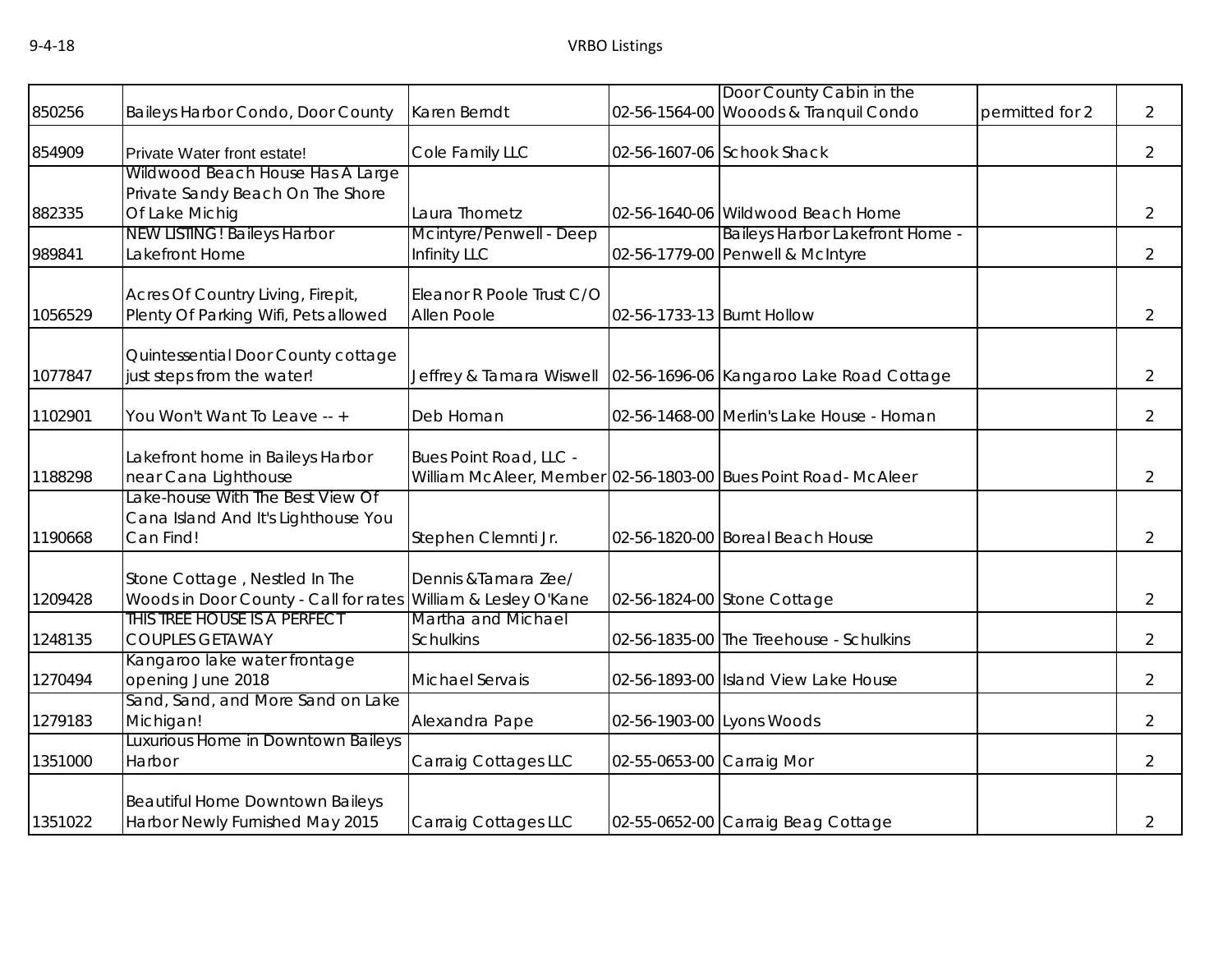| | | | | | | |
|---|---|---|---|---|---|---|
| 850256 | Baileys Harbor Condo, Door County | Karen Berndt | 02-56-1564-00 | Door County Cabin in the Wooods & Tranquil Condo | permitted for 2 | 2 |
| 854909 | Private Water front estate! | Cole Family LLC | 02-56-1607-06 | Schook Shack | | 2 |
| 882335 | Wildwood Beach House Has A Large Private Sandy Beach On The Shore Of Lake Michig | Laura Thometz | 02-56-1640-06 | Wildwood Beach Home | | 2 |
| 989841 | NEW LISTING! Baileys Harbor Lakefront Home | Mcintyre/Penwell - Deep Infinity LLC | 02-56-1779-00 | Baileys Harbor Lakefront Home - Penwell & McIntyre | | 2 |
| 1056529 | Acres Of Country Living, Firepit, Plenty Of Parking Wifi, Pets allowed | Eleanor R Poole Trust C/O Allen Poole | 02-56-1733-13 | Burnt Hollow | | 2 |
| 1077847 | Quintessential Door County cottage just steps from the water! | Jeffrey & Tamara Wiswell | 02-56-1696-06 | Kangaroo Lake Road Cottage | | 2 |
| 1102901 | You Won't Want To Leave -- + | Deb Homan | 02-56-1468-00 | Merlin's Lake House - Homan | | 2 |
| 1188298 | Lakefront home in Baileys Harbor near Cana Lighthouse | Bues Point Road, LLC - William McAleer, Member | 02-56-1803-00 | Bues Point Road- McAleer | | 2 |
| 1190668 | Lake-house With The Best View Of Cana Island And It's Lighthouse You Can Find! | Stephen Clemnti Jr. | 02-56-1820-00 | Boreal Beach House | | 2 |
| 1209428 | Stone Cottage , Nestled In The Woods in Door County - Call for rates | Dennis &Tamara Zee/ William & Lesley O'Kane | 02-56-1824-00 | Stone Cottage | | 2 |
| 1248135 | THIS TREE HOUSE IS A PERFECT COUPLES GETAWAY | Martha and Michael Schulkins | 02-56-1835-00 | The Treehouse - Schulkins | | 2 |
| 1270494 | Kangaroo lake water frontage opening June 2018 | Michael Servais | 02-56-1893-00 | Island View Lake House | | 2 |
| 1279183 | Sand, Sand, and More Sand on Lake Michigan! | Alexandra Pape | 02-56-1903-00 | Lyons Woods | | 2 |
| 1351000 | Luxurious Home in Downtown Baileys Harbor | Carraig Cottages LLC | 02-55-0653-00 | Carraig Mor | | 2 |
| 1351022 | Beautiful Home Downtown Baileys Harbor Newly Furnished May 2015 | Carraig Cottages LLC | 02-55-0652-00 | Carraig Beag Cottage | | 2 |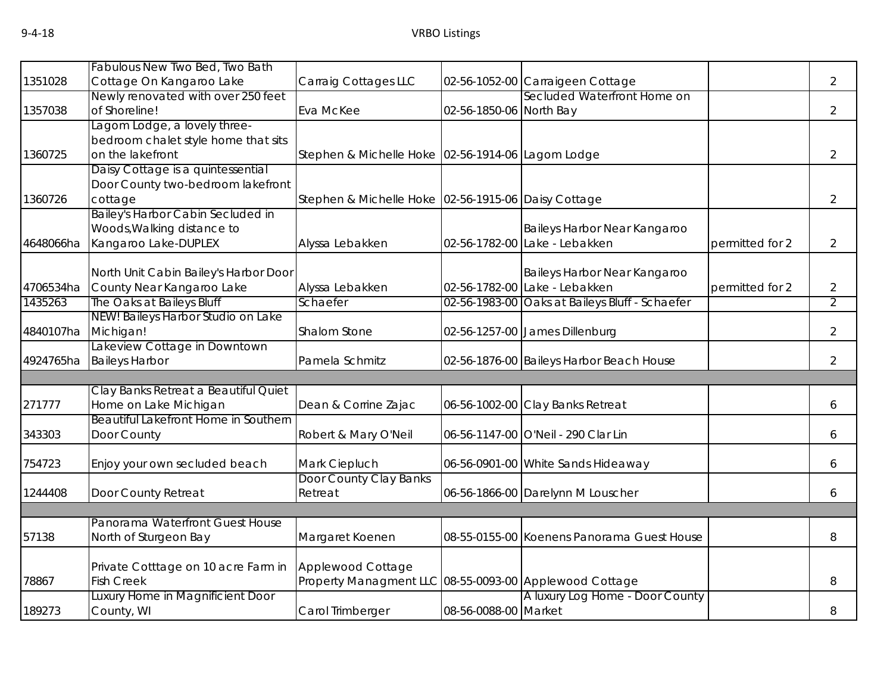| | | | | | | |
|---|---|---|---|---|---|---|
| 1351028 | Fabulous New Two Bed, Two Bath Cottage On Kangaroo Lake | Carraig Cottages LLC | 02-56-1052-00 | Carraigeen Cottage | | 2 |
| 1357038 | Newly renovated with over 250 feet of Shoreline! | Eva McKee | 02-56-1850-06 | Secluded Waterfront Home on North Bay | | 2 |
| 1360725 | Lagom Lodge, a lovely three-bedroom chalet style home that sits on the lakefront | Stephen & Michelle Hoke | 02-56-1914-06 | Lagom Lodge | | 2 |
| 1360726 | Daisy Cottage is a quintessential Door County two-bedroom lakefront cottage | Stephen & Michelle Hoke | 02-56-1915-06 | Daisy Cottage | | 2 |
| 4648066ha | Bailey's Harbor Cabin Secluded in Woods,Walking distance to Kangaroo Lake-DUPLEX | Alyssa Lebakken | 02-56-1782-00 | Baileys Harbor Near Kangaroo Lake - Lebakken | permitted for 2 | 2 |
| 4706534ha | North Unit Cabin Bailey's Harbor Door County Near Kangaroo Lake | Alyssa Lebakken | 02-56-1782-00 | Baileys Harbor Near Kangaroo Lake - Lebakken | permitted for 2 | 2 |
| 1435263 | The Oaks at Baileys Bluff | Schaefer | 02-56-1983-00 | Oaks at Baileys Bluff - Schaefer | | 2 |
| 4840107ha | NEW! Baileys Harbor Studio on Lake Michigan! | Shalom Stone | 02-56-1257-00 | James Dillenburg | | 2 |
| 4924765ha | Lakeview Cottage in Downtown Baileys Harbor | Pamela Schmitz | 02-56-1876-00 | Baileys Harbor Beach House | | 2 |
| | | | | | | |
| 271777 | Clay Banks Retreat a Beautiful Quiet Home on Lake Michigan | Dean & Corrine Zajac | 06-56-1002-00 | Clay Banks Retreat | | 6 |
| 343303 | Beautiful Lakefront Home in Southern Door County | Robert & Mary O'Neil | 06-56-1147-00 | O'Neil - 290 Clar Lin | | 6 |
| 754723 | Enjoy your own secluded beach | Mark Ciepluch | 06-56-0901-00 | White Sands Hideaway | | 6 |
| 1244408 | Door County Retreat | Door County Clay Banks Retreat | 06-56-1866-00 | Darelynn M Louscher | | 6 |
| | | | | | | |
| 57138 | Panorama Waterfront Guest House North of Sturgeon Bay | Margaret Koenen | 08-55-0155-00 | Koenens Panorama Guest House | | 8 |
| 78867 | Private Cotttage on 10 acre Farm in Fish Creek | Applewood Cottage Property Managment LLC | 08-55-0093-00 | Applewood Cottage | | 8 |
| 189273 | Luxury Home in Magnificient Door County, WI | Carol Trimberger | 08-56-0088-00 | A luxury Log Home - Door County Market | | 8 |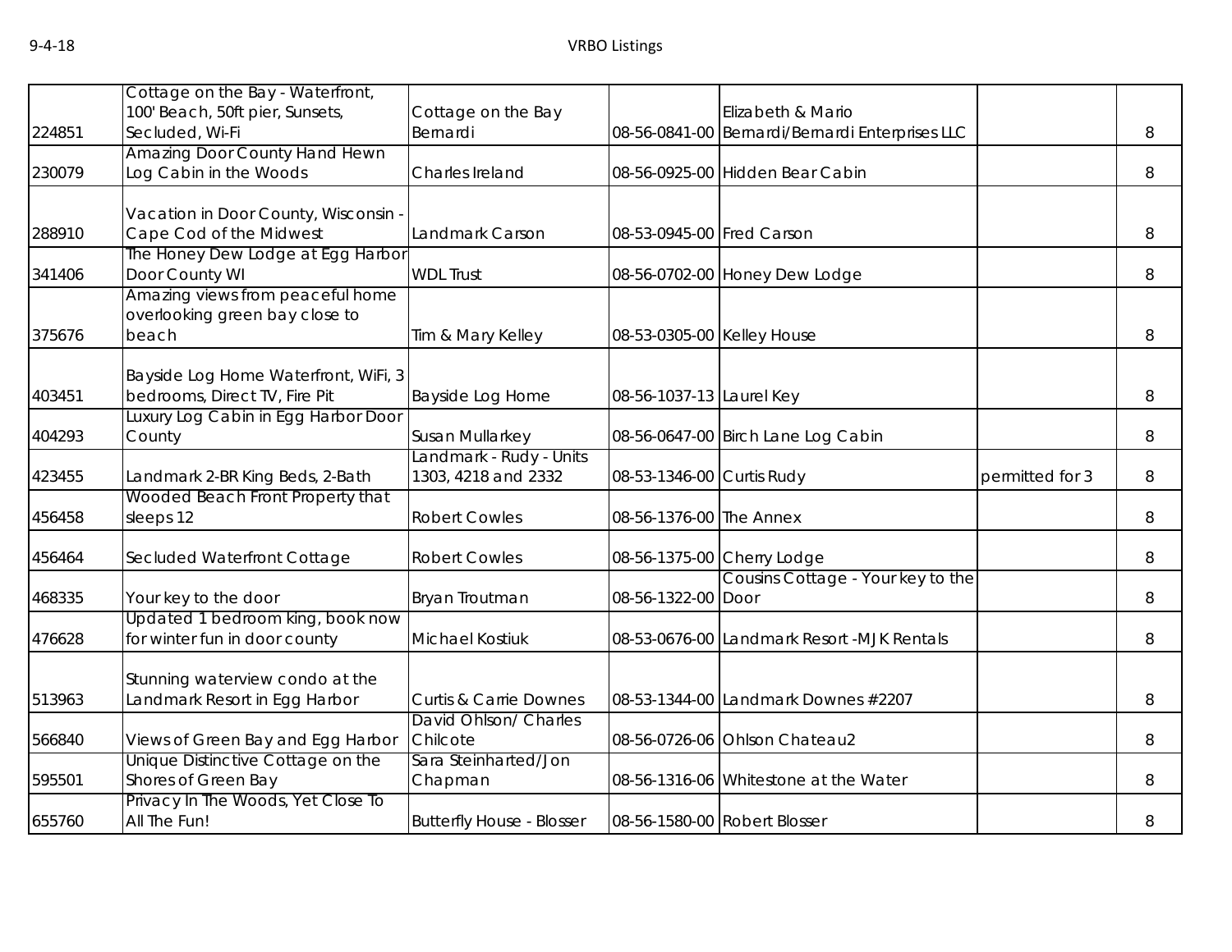| | | | | | | |
|---|---|---|---|---|---|---|
| 224851 | Cottage on the Bay - Waterfront, 100' Beach, 50ft pier, Sunsets, Secluded, Wi-Fi | Cottage on the Bay Bernardi | 08-56-0841-00 | Elizabeth & Mario Bernardi/Bernardi Enterprises LLC | | 8 |
| 230079 | Amazing Door County Hand Hewn Log Cabin in the Woods | Charles Ireland | 08-56-0925-00 | Hidden Bear Cabin | | 8 |
| 288910 | Vacation in Door County, Wisconsin - Cape Cod of the Midwest | Landmark Carson | 08-53-0945-00 | Fred Carson | | 8 |
| 341406 | The Honey Dew Lodge at Egg Harbor Door County WI | WDL Trust | 08-56-0702-00 | Honey Dew Lodge | | 8 |
| 375676 | Amazing views from peaceful home overlooking green bay close to beach | Tim & Mary Kelley | 08-53-0305-00 | Kelley House | | 8 |
| 403451 | Bayside Log Home Waterfront, WiFi, 3 bedrooms, Direct TV, Fire Pit | Bayside Log Home | 08-56-1037-13 | Laurel Key | | 8 |
| 404293 | Luxury Log Cabin in Egg Harbor Door County | Susan Mullarkey | 08-56-0647-00 | Birch Lane Log Cabin | | 8 |
| 423455 | Landmark 2-BR King Beds, 2-Bath | Landmark - Rudy - Units 1303, 4218 and 2332 | 08-53-1346-00 | Curtis Rudy | permitted for 3 | 8 |
| 456458 | Wooded Beach Front Property that sleeps 12 | Robert Cowles | 08-56-1376-00 | The Annex | | 8 |
| 456464 | Secluded Waterfront Cottage | Robert Cowles | 08-56-1375-00 | Cherry Lodge | | 8 |
| 468335 | Your key to the door | Bryan Troutman | 08-56-1322-00 | Cousins Cottage - Your key to the Door | | 8 |
| 476628 | Updated 1 bedroom king, book now for winter fun in door county | Michael Kostiuk | 08-53-0676-00 | Landmark Resort -MJK Rentals | | 8 |
| 513963 | Stunning waterview condo at the Landmark Resort in Egg Harbor | Curtis & Carrie Downes | 08-53-1344-00 | Landmark Downes #2207 | | 8 |
| 566840 | Views of Green Bay and Egg Harbor | David Ohlson/ Charles Chilcote | 08-56-0726-06 | Ohlson Chateau2 | | 8 |
| 595501 | Unique Distinctive Cottage on the Shores of Green Bay | Sara Steinharted/Jon Chapman | 08-56-1316-06 | Whitestone at the Water | | 8 |
| 655760 | Privacy In The Woods, Yet Close To All The Fun! | Butterfly House - Blosser | 08-56-1580-00 | Robert Blosser | | 8 |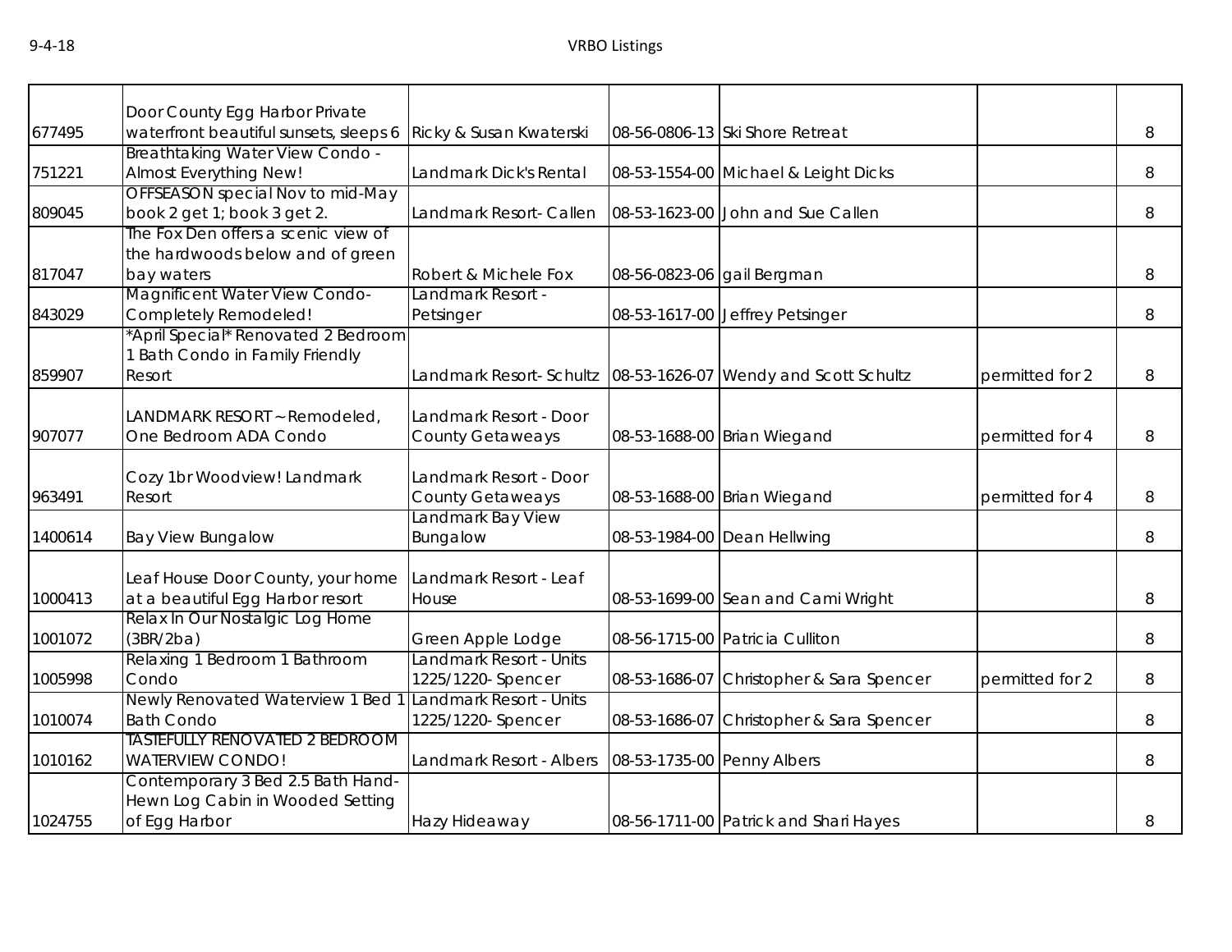| | | | | | | |
|---|---|---|---|---|---|---|
| 677495 | Door County Egg Harbor Private waterfront beautiful sunsets, sleeps 6 | Ricky & Susan Kwaterski | 08-56-0806-13 | Ski Shore Retreat | | 8 |
| 751221 | Breathtaking Water View Condo - Almost Everything New! | Landmark Dick's Rental | 08-53-1554-00 | Michael & Leight Dicks | | 8 |
| 809045 | OFFSEASON special Nov to mid-May book 2 get 1; book 3 get 2. | Landmark Resort- Callen | 08-53-1623-00 | John and Sue Callen | | 8 |
| 817047 | The Fox Den offers a scenic view of the hardwoods below and of green bay waters | Robert & Michele Fox | 08-56-0823-06 | gail Bergman | | 8 |
| 843029 | Magnificent Water View Condo- Completely Remodeled! | Landmark Resort - Petsinger | 08-53-1617-00 | Jeffrey Petsinger | | 8 |
| 859907 | *April Special* Renovated 2 Bedroom 1 Bath Condo in Family Friendly Resort | Landmark Resort- Schultz | 08-53-1626-07 | Wendy and Scott Schultz | permitted for 2 | 8 |
| 907077 | LANDMARK RESORT ~ Remodeled, One Bedroom ADA Condo | Landmark Resort - Door County Getaways | 08-53-1688-00 | Brian Wiegand | permitted for 4 | 8 |
| 963491 | Cozy 1br Woodview! Landmark Resort | Landmark Resort - Door County Getaways | 08-53-1688-00 | Brian Wiegand | permitted for 4 | 8 |
| 1400614 | Bay View Bungalow | Landmark Bay View Bungalow | 08-53-1984-00 | Dean Hellwing | | 8 |
| 1000413 | Leaf House Door County, your home at a beautiful Egg Harbor resort | Landmark Resort - Leaf House | 08-53-1699-00 | Sean and Cami Wright | | 8 |
| 1001072 | Relax In Our Nostalgic Log Home (3BR/2ba) | Green Apple Lodge | 08-56-1715-00 | Patricia Culliton | | 8 |
| 1005998 | Relaxing 1 Bedroom 1 Bathroom Condo | Landmark Resort - Units 1225/1220- Spencer | 08-53-1686-07 | Christopher & Sara Spencer | permitted for 2 | 8 |
| 1010074 | Newly Renovated Waterview 1 Bed 1 Bath Condo | Landmark Resort - Units 1225/1220- Spencer | 08-53-1686-07 | Christopher & Sara Spencer | | 8 |
| 1010162 | TASTEFULLY RENOVATED 2 BEDROOM WATERVIEW CONDO! | Landmark Resort - Albers | 08-53-1735-00 | Penny Albers | | 8 |
| 1024755 | Contemporary 3 Bed 2.5 Bath Hand-Hewn Log Cabin in Wooded Setting of Egg Harbor | Hazy Hideaway | 08-56-1711-00 | Patrick and Shari Hayes | | 8 |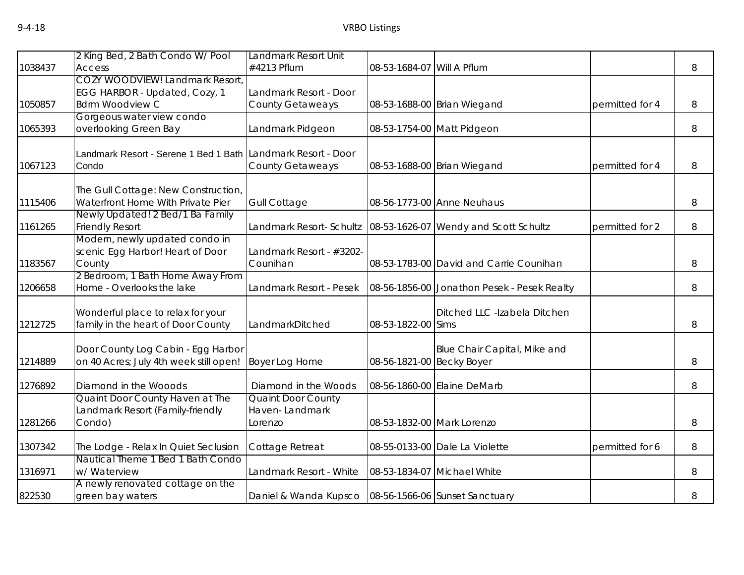| | | | | | | |
|---|---|---|---|---|---|---|
| 1038437 | 2 King Bed, 2 Bath Condo W/ Pool Access | Landmark Resort Unit #4213 Pflum | 08-53-1684-07 | Will A Pflum | | 8 |
| 1050857 | COZY WOODVIEW! Landmark Resort, EGG HARBOR - Updated, Cozy, 1 Bdrm Woodview C | Landmark Resort - Door County Getaweays | 08-53-1688-00 | Brian Wiegand | permitted for 4 | 8 |
| 1065393 | Gorgeous water view condo overlooking Green Bay | Landmark Pidgeon | 08-53-1754-00 | Matt Pidgeon | | 8 |
| 1067123 | Landmark Resort - Serene 1 Bed 1 Bath Condo | Landmark Resort - Door County Getaweays | 08-53-1688-00 | Brian Wiegand | permitted for 4 | 8 |
| 1115406 | The Gull Cottage: New Construction, Waterfront Home With Private Pier | Gull Cottage | 08-56-1773-00 | Anne Neuhaus | | 8 |
| 1161265 | Newly Updated! 2 Bed/1 Ba Family Friendly Resort | Landmark Resort- Schultz | 08-53-1626-07 | Wendy and Scott Schultz | permitted for 2 | 8 |
| 1183567 | Modern, newly updated condo in scenic Egg Harbor! Heart of Door County | Landmark Resort - #3202- Counihan | 08-53-1783-00 | David and Carrie Counihan | | 8 |
| 1206658 | 2 Bedroom, 1 Bath Home Away From Home - Overlooks the lake | Landmark Resort - Pesek | 08-56-1856-00 | Jonathon Pesek - Pesek Realty | | 8 |
| 1212725 | Wonderful place to relax for your family in the heart of Door County | LandmarkDitched | 08-53-1822-00 | Ditched LLC -Izabela Ditchen Sims | | 8 |
| 1214889 | Door County Log Cabin - Egg Harbor on 40 Acres; July 4th week still open! | Boyer Log Home | 08-56-1821-00 | Blue Chair Capital, Mike and Becky Boyer | | 8 |
| 1276892 | Diamond in the Wooods | Diamond in the Woods | 08-56-1860-00 | Elaine DeMarb | | 8 |
| 1281266 | Quaint Door County Haven at The Landmark Resort (Family-friendly Condo) | Quaint Door County Haven- Landmark Lorenzo | 08-53-1832-00 | Mark Lorenzo | | 8 |
| 1307342 | The Lodge - Relax In Quiet Seclusion | Cottage Retreat | 08-55-0133-00 | Dale La Violette | permitted for 6 | 8 |
| 1316971 | Nautical Theme 1 Bed 1 Bath Condo w/ Waterview | Landmark Resort - White | 08-53-1834-07 | Michael White | | 8 |
| 822530 | A newly renovated cottage on the green bay waters | Daniel & Wanda Kupsco | 08-56-1566-06 | Sunset Sanctuary | | 8 |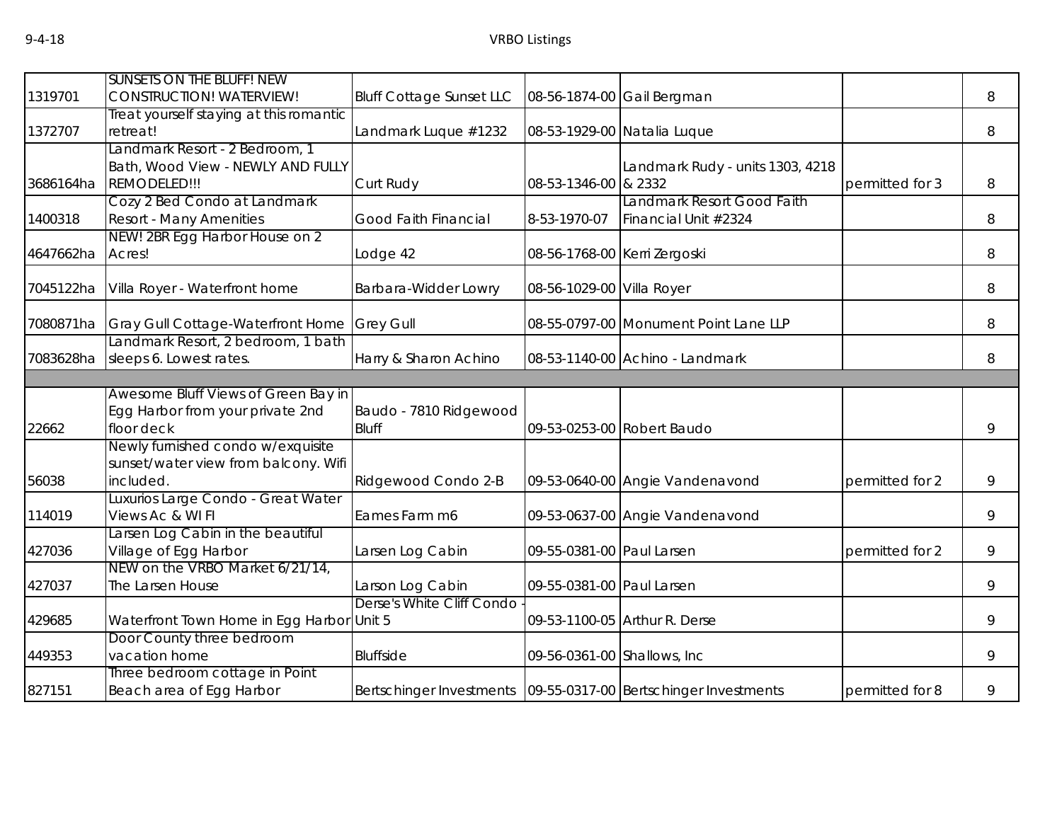| | | | | | | |
|---|---|---|---|---|---|---|
| 1319701 | SUNSETS ON THE BLUFF! NEW CONSTRUCTION! WATERVIEW! | Bluff Cottage Sunset LLC | 08-56-1874-00 | Gail Bergman | | 8 |
| 1372707 | Treat yourself staying at this romantic retreat! | Landmark Luque #1232 | 08-53-1929-00 | Natalia Luque | | 8 |
| 3686164ha | Landmark Resort - 2 Bedroom, 1 Bath, Wood View - NEWLY AND FULLY REMODELED!!! | Curt Rudy | 08-53-1346-00 | Landmark Rudy - units 1303, 4218 & 2332 | permitted for 3 | 8 |
| 1400318 | Cozy 2 Bed Condo at Landmark Resort - Many Amenities | Good Faith Financial | 8-53-1970-07 | Landmark Resort Good Faith Financial Unit #2324 | | 8 |
| 4647662ha | NEW! 2BR Egg Harbor House on 2 Acres! | Lodge 42 | 08-56-1768-00 | Kerri Zergoski | | 8 |
| 7045122ha | Villa Royer - Waterfront home | Barbara-Widder Lowry | 08-56-1029-00 | Villa Royer | | 8 |
| 7080871ha | Gray Gull Cottage-Waterfront Home | Grey Gull | 08-55-0797-00 | Monument Point Lane LLP | | 8 |
| 7083628ha | Landmark Resort, 2 bedroom, 1 bath sleeps 6. Lowest rates. | Harry & Sharon Achino | 08-53-1140-00 | Achino - Landmark | | 8 |
| | | | | | | |
| 22662 | Awesome Bluff Views of Green Bay in Egg Harbor from your private 2nd floor deck | Baudo - 7810 Ridgewood Bluff | 09-53-0253-00 | Robert Baudo | | 9 |
| 56038 | Newly furnished condo w/exquisite sunset/water view from balcony. Wifi included. | Ridgewood Condo 2-B | 09-53-0640-00 | Angie Vandenavond | permitted for 2 | 9 |
| 114019 | Luxurios Large Condo - Great Water Views Ac & WI FI | Eames Farm m6 | 09-53-0637-00 | Angie Vandenavond | | 9 |
| 427036 | Larsen Log Cabin in the beautiful Village of Egg Harbor | Larsen Log Cabin | 09-55-0381-00 | Paul Larsen | permitted for 2 | 9 |
| 427037 | NEW on the VRBO Market 6/21/14, The Larsen House | Larson Log Cabin | 09-55-0381-00 | Paul Larsen | | 9 |
| 429685 | Waterfront Town Home in Egg Harbor | Derse's White Cliff Condo - Unit 5 | 09-53-1100-05 | Arthur R. Derse | | 9 |
| 449353 | Door County three bedroom vacation home | Bluffside | 09-56-0361-00 | Shallows, Inc | | 9 |
| 827151 | Three bedroom cottage in Point Beach area of Egg Harbor | Bertschinger Investments | 09-55-0317-00 | Bertschinger Investments | permitted for 8 | 9 |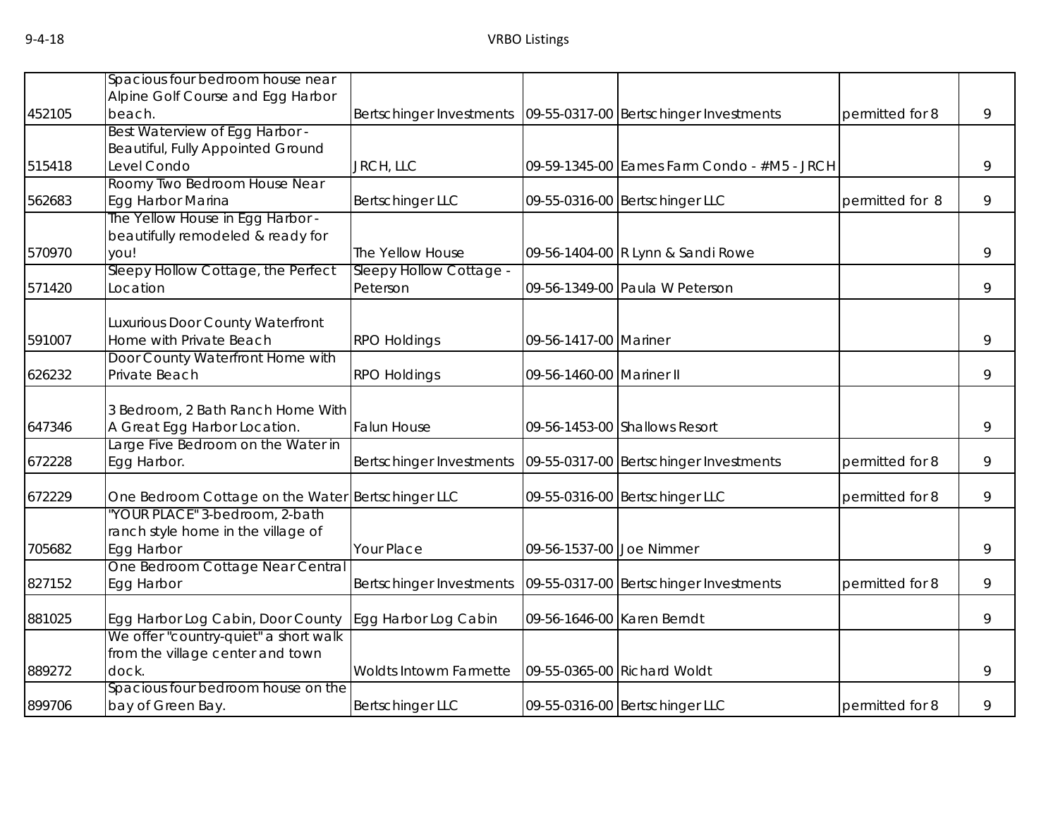| | | | | | | |
|---|---|---|---|---|---|---|
| 452105 | Spacious four bedroom house near Alpine Golf Course and Egg Harbor beach. | Bertschinger Investments | 09-55-0317-00 | Bertschinger Investments | permitted for 8 | 9 |
| 515418 | Best Waterview of Egg Harbor - Beautiful, Fully Appointed Ground Level Condo | JRCH, LLC | 09-59-1345-00 | Eames Farm Condo - #M5 - JRCH | | 9 |
| 562683 | Roomy Two Bedroom House Near Egg Harbor Marina | Bertschinger LLC | 09-55-0316-00 | Bertschinger LLC | permitted for 8 | 9 |
| 570970 | The Yellow House in Egg Harbor - beautifully remodeled & ready for you! | The Yellow House | 09-56-1404-00 | R Lynn & Sandi Rowe | | 9 |
| 571420 | Sleepy Hollow Cottage, the Perfect Location | Sleepy Hollow Cottage - Peterson | 09-56-1349-00 | Paula W Peterson | | 9 |
| 591007 | Luxurious Door County Waterfront Home with Private Beach | RPO Holdings | 09-56-1417-00 | Mariner | | 9 |
| 626232 | Door County Waterfront Home with Private Beach | RPO Holdings | 09-56-1460-00 | Mariner II | | 9 |
| 647346 | 3 Bedroom, 2 Bath Ranch Home With A Great Egg Harbor Location. | Falun House | 09-56-1453-00 | Shallows Resort | | 9 |
| 672228 | Large Five Bedroom on the Water in Egg Harbor. | Bertschinger Investments | 09-55-0317-00 | Bertschinger Investments | permitted for 8 | 9 |
| 672229 | One Bedroom Cottage on the Water | Bertschinger LLC | 09-55-0316-00 | Bertschinger LLC | permitted for 8 | 9 |
| 705682 | "YOUR PLACE" 3-bedroom, 2-bath ranch style home in the village of Egg Harbor | Your Place | 09-56-1537-00 | Joe Nimmer | | 9 |
| 827152 | One Bedroom Cottage Near Central Egg Harbor | Bertschinger Investments | 09-55-0317-00 | Bertschinger Investments | permitted for 8 | 9 |
| 881025 | Egg Harbor Log Cabin, Door County | Egg Harbor Log Cabin | 09-56-1646-00 | Karen Berndt | | 9 |
| 889272 | We offer "country-quiet" a short walk from the village center and town dock. | Woldts Intowm Farmette | 09-55-0365-00 | Richard Woldt | | 9 |
| 899706 | Spacious four bedroom house on the bay of Green Bay. | Bertschinger LLC | 09-55-0316-00 | Bertschinger LLC | permitted for 8 | 9 |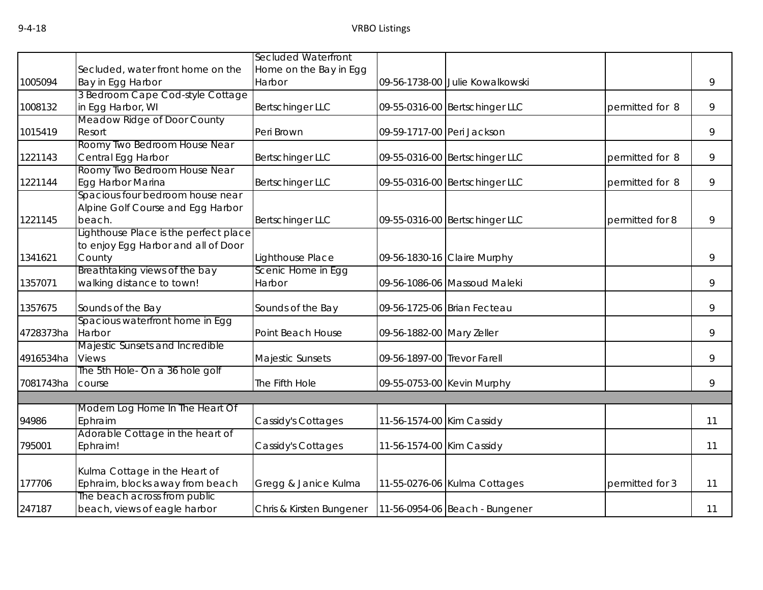| | | | | | | |
|---|---|---|---|---|---|---|
| 1005094 | Secluded, water front home on the Bay in Egg Harbor | Secluded Waterfront Home on the Bay in Egg Harbor | 09-56-1738-00 | Julie Kowalkowski | | 9 |
| 1008132 | 3 Bedroom Cape Cod-style Cottage in Egg Harbor, WI | Bertschinger LLC | 09-55-0316-00 | Bertschinger LLC | permitted for 8 | 9 |
| 1015419 | Meadow Ridge of Door County Resort | Peri Brown | 09-59-1717-00 | Peri Jackson | | 9 |
| 1221143 | Roomy Two Bedroom House Near Central Egg Harbor | Bertschinger LLC | 09-55-0316-00 | Bertschinger LLC | permitted for 8 | 9 |
| 1221144 | Roomy Two Bedroom House Near Egg Harbor Marina | Bertschinger LLC | 09-55-0316-00 | Bertschinger LLC | permitted for 8 | 9 |
| 1221145 | Spacious four bedroom house near Alpine Golf Course and Egg Harbor beach. | Bertschinger LLC | 09-55-0316-00 | Bertschinger LLC | permitted for 8 | 9 |
| 1341621 | Lighthouse Place is the perfect place to enjoy Egg Harbor and all of Door County | Lighthouse Place | 09-56-1830-16 | Claire Murphy | | 9 |
| 1357071 | Breathtaking views of the bay walking distance to town! | Scenic Home in Egg Harbor | 09-56-1086-06 | Massoud Maleki | | 9 |
| 1357675 | Sounds of the Bay | Sounds of the Bay | 09-56-1725-06 | Brian Fecteau | | 9 |
| 4728373ha | Spacious waterfront home in Egg Harbor | Point Beach House | 09-56-1882-00 | Mary Zeller | | 9 |
| 4916534ha | Majestic Sunsets and Incredible Views | Majestic Sunsets | 09-56-1897-00 | Trevor Farell | | 9 |
| 7081743ha | The 5th Hole- On a 36 hole golf course | The Fifth Hole | 09-55-0753-00 | Kevin Murphy | | 9 |
| | | | | | | |
| 94986 | Modern Log Home In The Heart Of Ephraim | Cassidy's Cottages | 11-56-1574-00 | Kim Cassidy | | 11 |
| 795001 | Adorable Cottage in the heart of Ephraim! | Cassidy's Cottages | 11-56-1574-00 | Kim Cassidy | | 11 |
| 177706 | Kulma Cottage in the Heart of Ephraim, blocks away from beach | Gregg & Janice Kulma | 11-55-0276-06 | Kulma Cottages | permitted for 3 | 11 |
| 247187 | The beach across from public beach, views of eagle harbor | Chris & Kirsten Bungener | 11-56-0954-06 | Beach - Bungener | | 11 |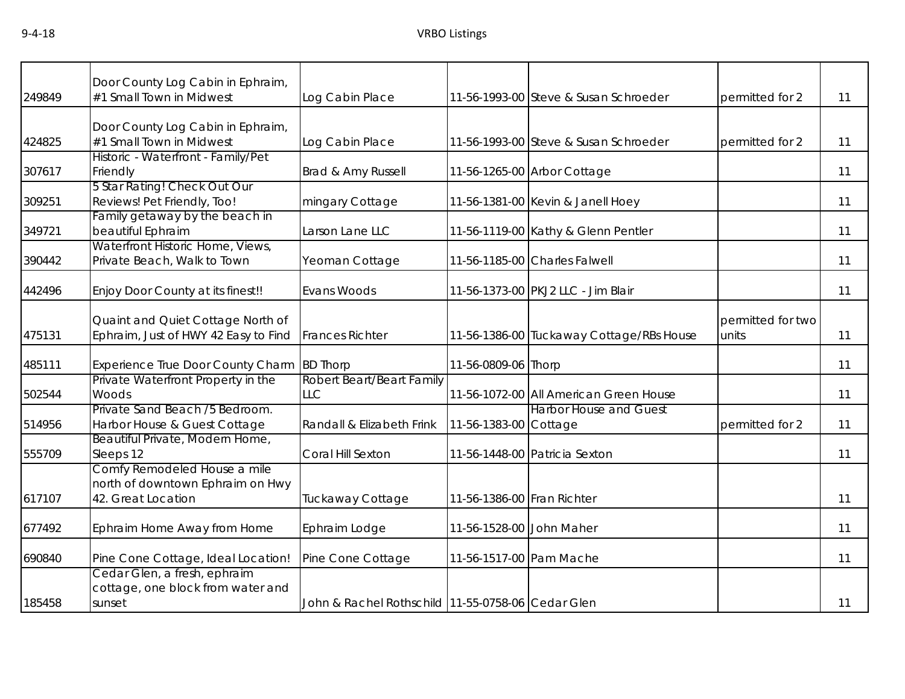| | | | | | | |
|---|---|---|---|---|---|---|
| 249849 | Door County Log Cabin in Ephraim, #1 Small Town in Midwest | Log Cabin Place | 11-56-1993-00 | Steve & Susan Schroeder | permitted for 2 | 11 |
| 424825 | Door County Log Cabin in Ephraim, #1 Small Town in Midwest | Log Cabin Place | 11-56-1993-00 | Steve & Susan Schroeder | permitted for 2 | 11 |
| 307617 | Historic - Waterfront - Family/Pet Friendly | Brad & Amy Russell | 11-56-1265-00 | Arbor Cottage | | 11 |
| 309251 | 5 Star Rating! Check Out Our Reviews! Pet Friendly, Too! | mingary Cottage | 11-56-1381-00 | Kevin & Janell Hoey | | 11 |
| 349721 | Family getaway by the beach in beautiful Ephraim | Larson Lane LLC | 11-56-1119-00 | Kathy & Glenn Pentler | | 11 |
| 390442 | Waterfront Historic Home, Views, Private Beach, Walk to Town | Yeoman Cottage | 11-56-1185-00 | Charles Falwell | | 11 |
| 442496 | Enjoy Door County at its finest!! | Evans Woods | 11-56-1373-00 | PKJ2 LLC - Jim Blair | | 11 |
| 475131 | Quaint and Quiet Cottage North of Ephraim, Just of HWY 42 Easy to Find | Frances Richter | 11-56-1386-00 | Tuckaway Cottage/RBs House | permitted for two units | 11 |
| 485111 | Experience True Door County Charm | BD Thorp | 11-56-0809-06 | Thorp | | 11 |
| 502544 | Private Waterfront Property in the Woods | Robert Beart/Beart Family LLC | 11-56-1072-00 | All American Green House | | 11 |
| 514956 | Private Sand Beach /5 Bedroom. Harbor House & Guest Cottage | Randall & Elizabeth Frink | 11-56-1383-00 | Harbor House and Guest Cottage | permitted for 2 | 11 |
| 555709 | Beautiful Private, Modern Home, Sleeps 12 | Coral Hill Sexton | 11-56-1448-00 | Patricia Sexton | | 11 |
| 617107 | Comfy Remodeled House a mile north of downtown Ephraim on Hwy 42. Great Location | Tuckaway Cottage | 11-56-1386-00 | Fran Richter | | 11 |
| 677492 | Ephraim Home Away from Home | Ephraim Lodge | 11-56-1528-00 | John Maher | | 11 |
| 690840 | Pine Cone Cottage, Ideal Location! | Pine Cone Cottage | 11-56-1517-00 | Pam Mache | | 11 |
| 185458 | Cedar Glen, a fresh, ephraim cottage, one block from water and sunset | John & Rachel Rothschild | 11-55-0758-06 | Cedar Glen | | 11 |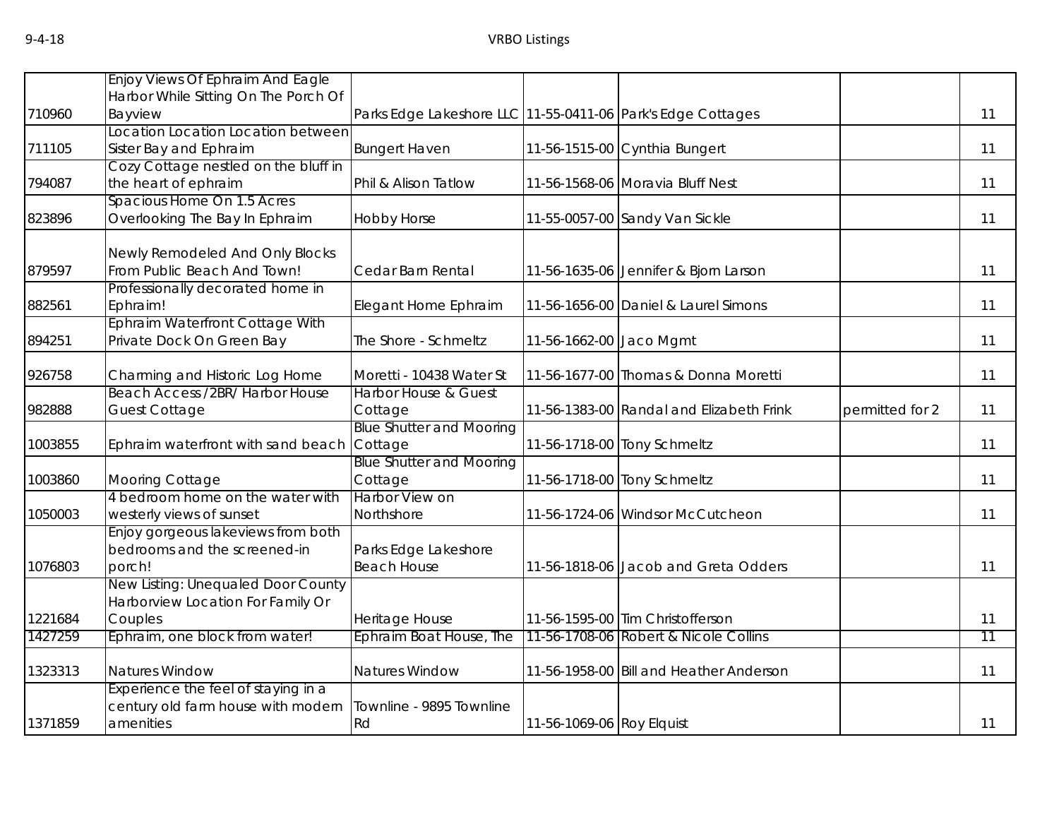| | | | | | | |
|---|---|---|---|---|---|---|
| 710960 | Enjoy Views Of Ephraim And Eagle Harbor While Sitting On The Porch Of Bayview | Parks Edge Lakeshore LLC | 11-55-0411-06 | Park's Edge Cottages | | 11 |
| 711105 | Location Location Location between Sister Bay and Ephraim | Bungert Haven | 11-56-1515-00 | Cynthia Bungert | | 11 |
| 794087 | Cozy Cottage nestled on the bluff in the heart of ephraim | Phil & Alison Tatlow | 11-56-1568-06 | Moravia Bluff Nest | | 11 |
| 823896 | Spacious Home On 1.5 Acres Overlooking The Bay In Ephraim | Hobby Horse | 11-55-0057-00 | Sandy Van Sickle | | 11 |
| 879597 | Newly Remodeled And Only Blocks From Public Beach And Town! | Cedar Barn Rental | 11-56-1635-06 | Jennifer & Bjorn Larson | | 11 |
| 882561 | Professionally decorated home in Ephraim! | Elegant Home Ephraim | 11-56-1656-00 | Daniel & Laurel Simons | | 11 |
| 894251 | Ephraim Waterfront Cottage With Private Dock On Green Bay | The Shore - Schmeltz | 11-56-1662-00 | Jaco Mgmt | | 11 |
| 926758 | Charming and Historic Log Home | Moretti - 10438 Water St | 11-56-1677-00 | Thomas & Donna Moretti | | 11 |
| 982888 | Beach Access /2BR/ Harbor House Guest Cottage | Harbor House & Guest Cottage | 11-56-1383-00 | Randal and Elizabeth Frink | permitted for 2 | 11 |
| 1003855 | Ephraim waterfront with sand beach | Blue Shutter and Mooring Cottage | 11-56-1718-00 | Tony Schmeltz | | 11 |
| 1003860 | Mooring Cottage | Blue Shutter and Mooring Cottage | 11-56-1718-00 | Tony Schmeltz | | 11 |
| 1050003 | 4 bedroom home on the water with westerly views of sunset | Harbor View on Northshore | 11-56-1724-06 | Windsor McCutcheon | | 11 |
| 1076803 | Enjoy gorgeous lakeviews from both bedrooms and the screened-in porch! | Parks Edge Lakeshore Beach House | 11-56-1818-06 | Jacob and Greta Odders | | 11 |
| 1221684 | New Listing: Unequaled Door County Harborview Location For Family Or Couples | Heritage House | 11-56-1595-00 | Tim Christofferson | | 11 |
| 1427259 | Ephraim, one block from water! | Ephraim Boat House, The | 11-56-1708-06 | Robert & Nicole Collins | | 11 |
| 1323313 | Natures Window | Natures Window | 11-56-1958-00 | Bill and Heather Anderson | | 11 |
| 1371859 | Experience the feel of staying in a century old farm house with modern amenities | Townline - 9895 Townline Rd | 11-56-1069-06 | Roy Elquist | | 11 |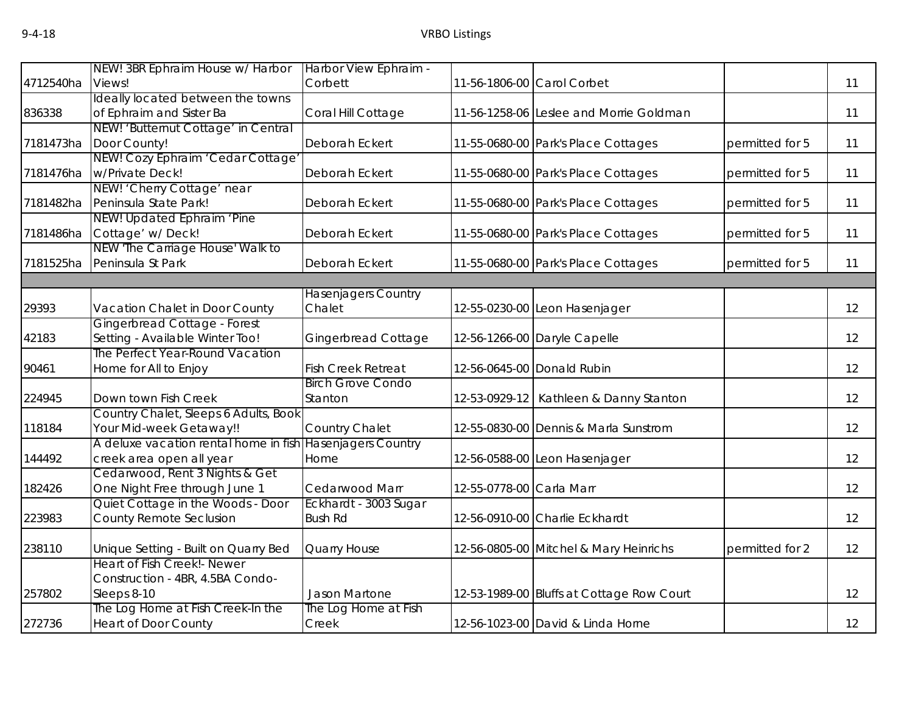| | | | | | | |
|---|---|---|---|---|---|---|
| 4712540ha | NEW! 3BR Ephraim House w/ Harbor Views! | Harbor View Ephraim - Corbett | 11-56-1806-00 | Carol Corbet | | 11 |
| 836338 | Ideally located between the towns of Ephraim and Sister Ba | Coral Hill Cottage | 11-56-1258-06 | Leslee and Morrie Goldman | | 11 |
| 7181473ha | NEW! 'Butternut Cottage' in Central Door County! | Deborah Eckert | 11-55-0680-00 | Park's Place Cottages | permitted for 5 | 11 |
| 7181476ha | NEW! Cozy Ephraim 'Cedar Cottage' w/Private Deck! | Deborah Eckert | 11-55-0680-00 | Park's Place Cottages | permitted for 5 | 11 |
| 7181482ha | NEW! 'Cherry Cottage' near Peninsula State Park! | Deborah Eckert | 11-55-0680-00 | Park's Place Cottages | permitted for 5 | 11 |
| 7181486ha | NEW! Updated Ephraim 'Pine Cottage' w/ Deck! | Deborah Eckert | 11-55-0680-00 | Park's Place Cottages | permitted for 5 | 11 |
| 7181525ha | NEW 'The Carriage House' Walk to Peninsula St Park | Deborah Eckert | 11-55-0680-00 | Park's Place Cottages | permitted for 5 | 11 |
| | | | | | | |
| 29393 | Vacation Chalet in Door County | Hasenjagers Country Chalet | 12-55-0230-00 | Leon Hasenjager | | 12 |
| 42183 | Gingerbread Cottage - Forest Setting - Available Winter Too! | Gingerbread Cottage | 12-56-1266-00 | Daryle Capelle | | 12 |
| 90461 | The Perfect Year-Round Vacation Home for All to Enjoy | Fish Creek Retreat | 12-56-0645-00 | Donald Rubin | | 12 |
| 224945 | Down town Fish Creek | Birch Grove Condo Stanton | 12-53-0929-12 | Kathleen & Danny Stanton | | 12 |
| 118184 | Country Chalet, Sleeps 6 Adults, Book Your Mid-week Getaway!! | Country Chalet | 12-55-0830-00 | Dennis & Marla Sunstrom | | 12 |
| 144492 | A deluxe vacation rental home in fish creek area open all year | Hasenjagers Country Home | 12-56-0588-00 | Leon Hasenjager | | 12 |
| 182426 | Cedarwood, Rent 3 Nights & Get One Night Free through June 1 | Cedarwood Marr | 12-55-0778-00 | Carla Marr | | 12 |
| 223983 | Quiet Cottage in the Woods - Door County Remote Seclusion | Eckhardt - 3003 Sugar Bush Rd | 12-56-0910-00 | Charlie Eckhardt | | 12 |
| 238110 | Unique Setting - Built on Quarry Bed | Quarry House | 12-56-0805-00 | Mitchel & Mary Heinrichs | permitted for 2 | 12 |
| 257802 | Heart of Fish Creek!- Newer Construction - 4BR, 4.5BA Condo- Sleeps 8-10 | Jason Martone | 12-53-1989-00 | Bluffs at Cottage Row Court | | 12 |
| 272736 | The Log Home at Fish Creek-In the Heart of Door County | The Log Home at Fish Creek | 12-56-1023-00 | David & Linda Horne | | 12 |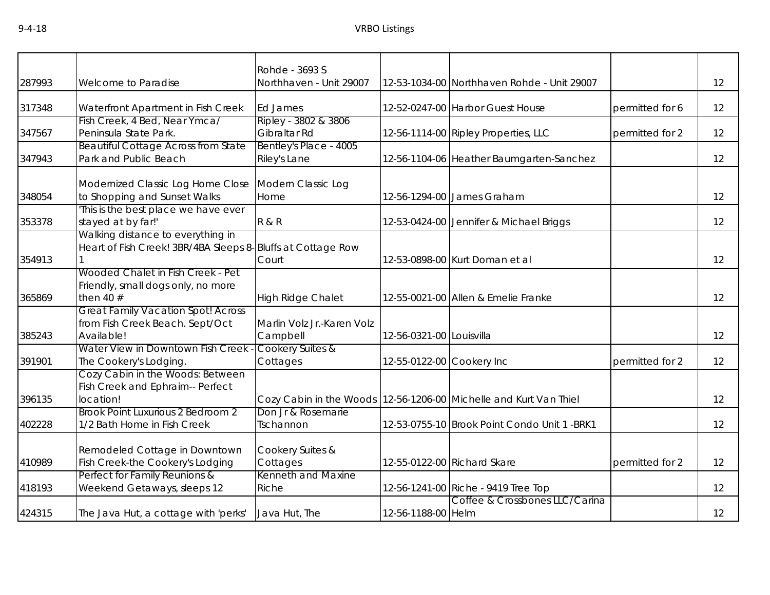| | | | | | | |
|---|---|---|---|---|---|---|
| 287993 | Welcome to Paradise | Rohde - 3693 S Northhaven - Unit 29007 | 12-53-1034-00 | Northhaven Rohde - Unit 29007 | | 12 |
| 317348 | Waterfront Apartment in Fish Creek | Ed James | 12-52-0247-00 | Harbor Guest House | permitted for 6 | 12 |
| 347567 | Fish Creek, 4 Bed, Near Ymca/ Peninsula State Park. | Ripley - 3802 & 3806 Gibraltar Rd | 12-56-1114-00 | Ripley Properties, LLC | permitted for 2 | 12 |
| 347943 | Beautiful Cottage Across from State Park and Public Beach | Bentley's Place - 4005 Riley's Lane | 12-56-1104-06 | Heather Baumgarten-Sanchez | | 12 |
| 348054 | Modernized Classic Log Home Close to Shopping and Sunset Walks | Modern Classic Log Home | 12-56-1294-00 | James Graham | | 12 |
| 353378 | 'This is the best place we have ever stayed at by far!' | R & R | 12-53-0424-00 | Jennifer & Michael Briggs | | 12 |
| 354913 | Walking distance to everything in Heart of Fish Creek! 3BR/4BA Sleeps 8-1 | Bluffs at Cottage Row Court | 12-53-0898-00 | Kurt Doman et al | | 12 |
| 365869 | Wooded Chalet in Fish Creek - Pet Friendly, small dogs only, no more then 40 # | High Ridge Chalet | 12-55-0021-00 | Allen & Emelie Franke | | 12 |
| 385243 | Great Family Vacation Spot! Across from Fish Creek Beach. Sept/Oct Available! | Marlin Volz Jr.-Karen Volz Campbell | 12-56-0321-00 | Louisvilla | | 12 |
| 391901 | Water View in Downtown Fish Creek - The Cookery's Lodging. | Cookery Suites & Cottages | 12-55-0122-00 | Cookery Inc | permitted for 2 | 12 |
| 396135 | Cozy Cabin in the Woods: Between Fish Creek and Ephraim-- Perfect location! | Cozy Cabin in the Woods | 12-56-1206-00 | Michelle and Kurt Van Thiel | | 12 |
| 402228 | Brook Point Luxurious 2 Bedroom 2 1/2 Bath Home in Fish Creek | Don Jr & Rosemarie Tschannon | 12-53-0755-10 | Brook Point Condo Unit 1 -BRK1 | | 12 |
| 410989 | Remodeled Cottage in Downtown Fish Creek-the Cookery's Lodging | Cookery Suites & Cottages | 12-55-0122-00 | Richard Skare | permitted for 2 | 12 |
| 418193 | Perfect for Family Reunions & Weekend Getaways, sleeps 12 | Kenneth and Maxine Riche | 12-56-1241-00 | Riche - 9419 Tree Top | | 12 |
| 424315 | The Java Hut, a cottage with 'perks' | Java Hut, The | 12-56-1188-00 | Coffee & Crossbones LLC/Carina Helm | | 12 |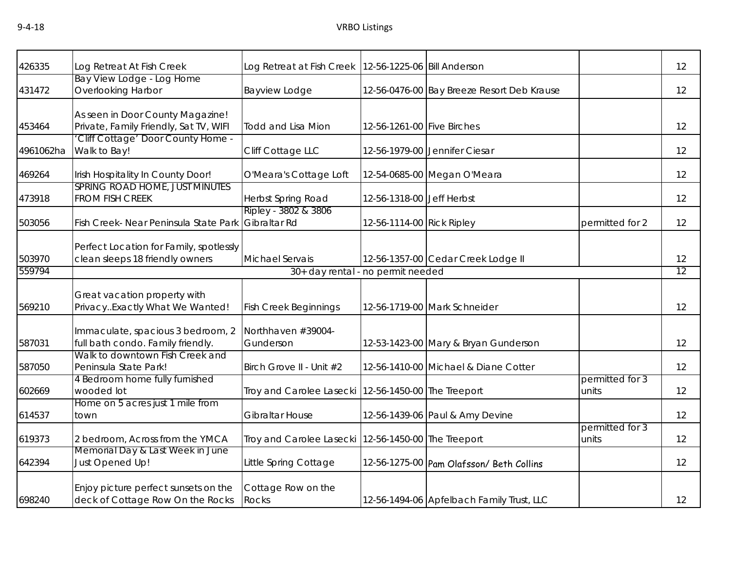| | | | | | | |
|---|---|---|---|---|---|---|
| 426335 | Log Retreat At Fish Creek | Log Retreat at Fish Creek | 12-56-1225-06 | Bill Anderson | | 12 |
| 431472 | Bay View Lodge - Log Home Overlooking Harbor | Bayview Lodge | 12-56-0476-00 | Bay Breeze Resort Deb Krause | | 12 |
| 453464 | As seen in Door County Magazine! Private, Family Friendly, Sat TV, WIFI | Todd and Lisa Mion | 12-56-1261-00 | Five Birches | | 12 |
| 4961062ha | 'Cliff Cottage' Door County Home - Walk to Bay! | Cliff Cottage LLC | 12-56-1979-00 | Jennifer Ciesar | | 12 |
| 469264 | Irish Hospitality In County Door! | O'Meara's Cottage Loft | 12-54-0685-00 | Megan O'Meara | | 12 |
| 473918 | SPRING ROAD HOME, JUST MINUTES FROM FISH CREEK | Herbst Spring Road | 12-56-1318-00 | Jeff Herbst | | 12 |
| 503056 | Fish Creek- Near Peninsula State Park | Ripley - 3802 & 3806 Gibraltar Rd | 12-56-1114-00 | Rick Ripley | permitted for 2 | 12 |
| 503970 | Perfect Location for Family, spotlessly clean sleeps 18 friendly owners | Michael Servais | 12-56-1357-00 | Cedar Creek Lodge II | | 12 |
| 559794 | 30+ day rental - no permit needed | | | | | 12 |
| 569210 | Great vacation property with Privacy..Exactly What We Wanted! | Fish Creek Beginnings | 12-56-1719-00 | Mark Schneider | | 12 |
| 587031 | Immaculate, spacious 3 bedroom, 2 full bath condo. Family friendly. | Northhaven #39004-Gunderson | 12-53-1423-00 | Mary & Bryan Gunderson | | 12 |
| 587050 | Walk to downtown Fish Creek and Peninsula State Park! | Birch Grove II - Unit #2 | 12-56-1410-00 | Michael & Diane Cotter | | 12 |
| 602669 | 4 Bedroom home fully furnished wooded lot | Troy and Carolee Lasecki | 12-56-1450-00 | The Treeport | permitted for 3 units | 12 |
| 614537 | Home on 5 acres just 1 mile from town | Gibraltar House | 12-56-1439-06 | Paul & Amy Devine | | 12 |
| 619373 | 2 bedroom, Across from the YMCA | Troy and Carolee Lasecki | 12-56-1450-00 | The Treeport | permitted for 3 units | 12 |
| 642394 | Memorial Day & Last Week in June Just Opened Up! | Little Spring Cottage | 12-56-1275-00 | Pam Olafsson/ Beth Collins | | 12 |
| 698240 | Enjoy picture perfect sunsets on the deck of Cottage Row On the Rocks | Cottage Row on the Rocks | 12-56-1494-06 | Apfelbach Family Trust, LLC | | 12 |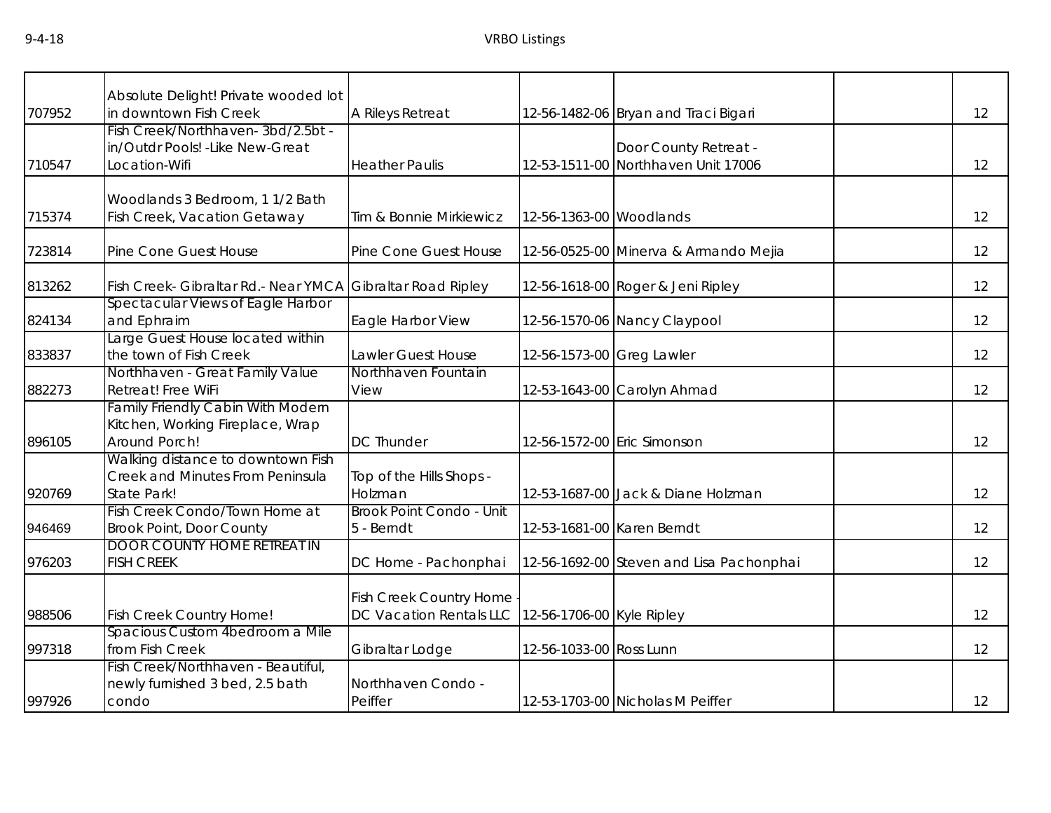| | | | | | | |
|---|---|---|---|---|---|---|
| 707952 | Absolute Delight! Private wooded lot in downtown Fish Creek | A Rileys Retreat | 12-56-1482-06 | Bryan and Traci Bigari | | 12 |
| 710547 | Fish Creek/Northhaven- 3bd/2.5bt - in/Outdr Pools! -Like New-Great Location-Wifi | Heather Paulis | 12-53-1511-00 | Door County Retreat - Northhaven Unit 17006 | | 12 |
| 715374 | Woodlands 3 Bedroom, 1 1/2 Bath Fish Creek, Vacation Getaway | Tim & Bonnie Mirkiewicz | 12-56-1363-00 | Woodlands | | 12 |
| 723814 | Pine Cone Guest House | Pine Cone Guest House | 12-56-0525-00 | Minerva & Armando Mejia | | 12 |
| 813262 | Fish Creek- Gibraltar Rd.- Near YMCA | Gibraltar Road Ripley | 12-56-1618-00 | Roger & Jeni Ripley | | 12 |
| 824134 | Spectacular Views of Eagle Harbor and Ephraim | Eagle Harbor View | 12-56-1570-06 | Nancy Claypool | | 12 |
| 833837 | Large Guest House located within the town of Fish Creek | Lawler Guest House | 12-56-1573-00 | Greg Lawler | | 12 |
| 882273 | Northhaven - Great Family Value Retreat! Free WiFi | Northhaven Fountain View | 12-53-1643-00 | Carolyn Ahmad | | 12 |
| 896105 | Family Friendly Cabin With Modern Kitchen, Working Fireplace, Wrap Around Porch! | DC Thunder | 12-56-1572-00 | Eric Simonson | | 12 |
| 920769 | Walking distance to downtown Fish Creek and Minutes From Peninsula State Park! | Top of the Hills Shops - Holzman | 12-53-1687-00 | Jack & Diane Holzman | | 12 |
| 946469 | Fish Creek Condo/Town Home at Brook Point, Door County | Brook Point Condo - Unit 5 - Berndt | 12-53-1681-00 | Karen Berndt | | 12 |
| 976203 | DOOR COUNTY HOME RETREAT IN FISH CREEK | DC Home - Pachonphai | 12-56-1692-00 | Steven and Lisa Pachonphai | | 12 |
| 988506 | Fish Creek Country Home! | Fish Creek Country Home - DC Vacation Rentals LLC | 12-56-1706-00 | Kyle Ripley | | 12 |
| 997318 | Spacious Custom 4bedroom a Mile from Fish Creek | Gibraltar Lodge | 12-56-1033-00 | Ross Lunn | | 12 |
| 997926 | Fish Creek/Northhaven - Beautiful, newly furnished 3 bed, 2.5 bath condo | Northhaven Condo - Peiffer | 12-53-1703-00 | Nicholas M Peiffer | | 12 |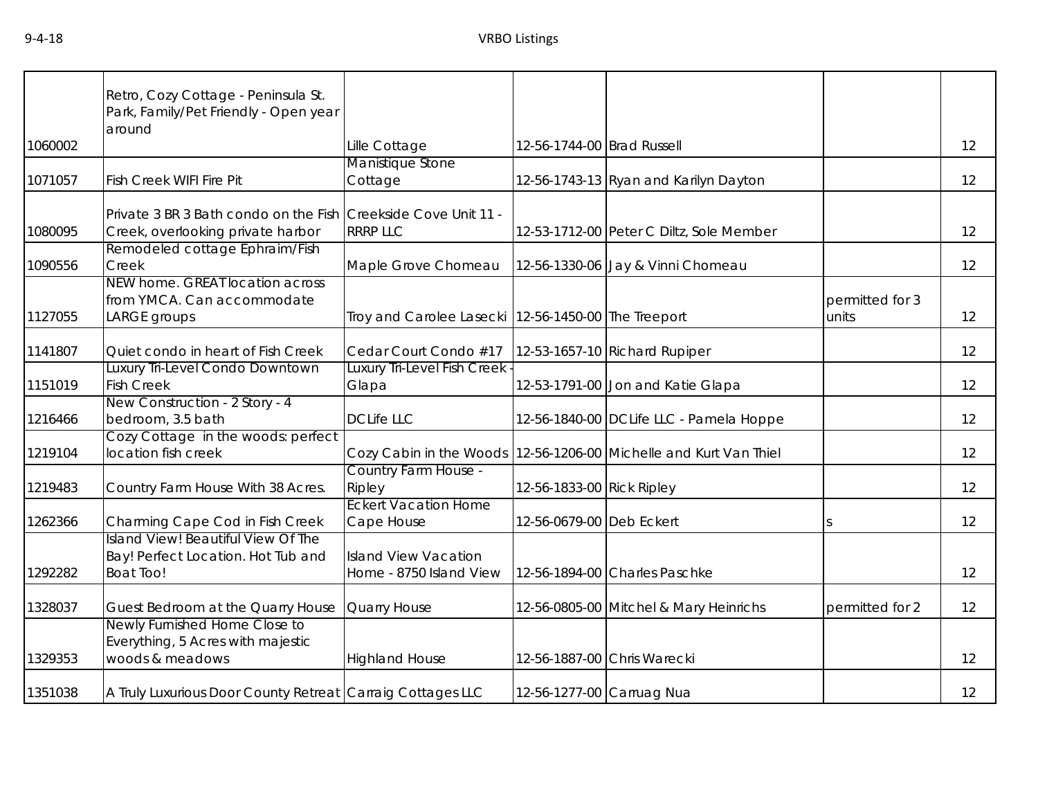| | | | | | | |
|---|---|---|---|---|---|---|
| 1060002 | Retro, Cozy Cottage - Peninsula St. Park, Family/Pet Friendly - Open year around | Lille Cottage | 12-56-1744-00 | Brad Russell | | 12 |
| 1071057 | Fish Creek WIFI Fire Pit | Manistique Stone Cottage | 12-56-1743-13 | Ryan and Karilyn Dayton | | 12 |
| 1080095 | Private 3 BR 3 Bath condo on the Fish Creek, overlooking private harbor | Creekside Cove Unit 11 - RRRP LLC | 12-53-1712-00 | Peter C Diltz, Sole Member | | 12 |
| 1090556 | Remodeled cottage Ephraim/Fish Creek | Maple Grove Chomeau | 12-56-1330-06 | Jay & Vinni Chomeau | | 12 |
| 1127055 | NEW home. GREAT location across from YMCA. Can accommodate LARGE groups | Troy and Carolee Lasecki | 12-56-1450-00 | The Treeport | permitted for 3 units | 12 |
| 1141807 | Quiet condo in heart of Fish Creek | Cedar Court Condo #17 | 12-53-1657-10 | Richard Rupiper | | 12 |
| 1151019 | Luxury Tri-Level Condo Downtown Fish Creek | Luxury Tri-Level Fish Creek - Glapa | 12-53-1791-00 | Jon and Katie Glapa | | 12 |
| 1216466 | New Construction - 2 Story - 4 bedroom, 3.5 bath | DCLife LLC | 12-56-1840-00 | DCLife LLC - Pamela Hoppe | | 12 |
| 1219104 | Cozy Cottage in the woods: perfect location fish creek | Cozy Cabin in the Woods | 12-56-1206-00 | Michelle and Kurt Van Thiel | | 12 |
| 1219483 | Country Farm House With 38 Acres. | Country Farm House - Ripley | 12-56-1833-00 | Rick Ripley | | 12 |
| 1262366 | Charming Cape Cod in Fish Creek | Eckert Vacation Home Cape House | 12-56-0679-00 | Deb Eckert | s | 12 |
| 1292282 | Island View! Beautiful View Of The Bay! Perfect Location. Hot Tub and Boat Too! | Island View Vacation Home - 8750 Island View | 12-56-1894-00 | Charles Paschke | | 12 |
| 1328037 | Guest Bedroom at the Quarry House | Quarry House | 12-56-0805-00 | Mitchel & Mary Heinrichs | permitted for 2 | 12 |
| 1329353 | Newly Furnished Home Close to Everything, 5 Acres with majestic woods & meadows | Highland House | 12-56-1887-00 | Chris Warecki | | 12 |
| 1351038 | A Truly Luxurious Door County Retreat | Carraig Cottages LLC | 12-56-1277-00 | Carruag Nua | | 12 |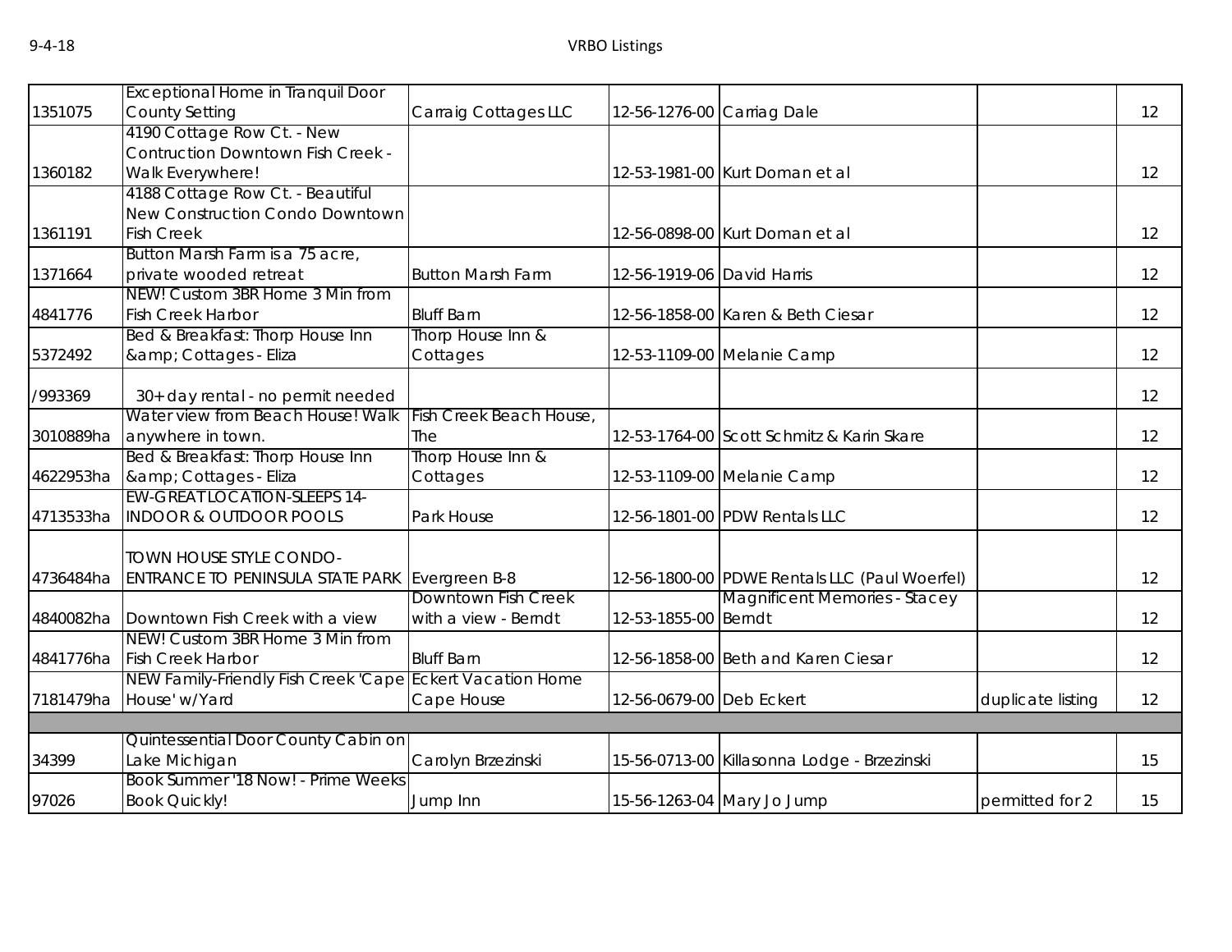| | | | | | | |
|---|---|---|---|---|---|---|
| 1351075 | Exceptional Home in Tranquil Door County Setting | Carraig Cottages LLC | 12-56-1276-00 | Carriag Dale | | 12 |
| 1360182 | 4190 Cottage Row Ct. - New Contruction Downtown Fish Creek - Walk Everywhere! | | 12-53-1981-00 | Kurt Doman et al | | 12 |
| 1361191 | 4188 Cottage Row Ct. - Beautiful New Construction Condo Downtown Fish Creek | | 12-56-0898-00 | Kurt Doman et al | | 12 |
| 1371664 | Button Marsh Farm is a 75 acre, private wooded retreat | Button Marsh Farm | 12-56-1919-06 | David Harris | | 12 |
| 4841776 | NEW! Custom 3BR Home 3 Min from Fish Creek Harbor | Bluff Barn | 12-56-1858-00 | Karen & Beth Ciesar | | 12 |
| 5372492 | Bed & Breakfast: Thorp House Inn &amp; Cottages - Eliza | Thorp House Inn & Cottages | 12-53-1109-00 | Melanie Camp | | 12 |
| /993369 | 30+ day rental - no permit needed | | | | | 12 |
| 3010889ha | Water view from Beach House! Walk anywhere in town. | Fish Creek Beach House, The | 12-53-1764-00 | Scott Schmitz & Karin Skare | | 12 |
| 4622953ha | Bed & Breakfast: Thorp House Inn &amp; Cottages - Eliza | Thorp House Inn & Cottages | 12-53-1109-00 | Melanie Camp | | 12 |
| 4713533ha | EW-GREAT LOCATION-SLEEPS 14- INDOOR & OUTDOOR POOLS | Park House | 12-56-1801-00 | PDW Rentals LLC | | 12 |
| 4736484ha | TOWN HOUSE STYLE CONDO- ENTRANCE TO PENINSULA STATE PARK | Evergreen B-8 | 12-56-1800-00 | PDWE Rentals LLC (Paul Woerfel) | | 12 |
| 4840082ha | Downtown Fish Creek with a view | Downtown Fish Creek with a view - Berndt | 12-53-1855-00 | Magnificent Memories - Stacey Berndt | | 12 |
| 4841776ha | NEW! Custom 3BR Home 3 Min from Fish Creek Harbor | Bluff Barn | 12-56-1858-00 | Beth and Karen Ciesar | | 12 |
| 7181479ha | NEW Family-Friendly Fish Creek 'Cape House' w/Yard | Eckert Vacation Home Cape House | 12-56-0679-00 | Deb Eckert | duplicate listing | 12 |
| | | | | | | |
| 34399 | Quintessential Door County Cabin on Lake Michigan | Carolyn Brzezinski | 15-56-0713-00 | Killasonna Lodge - Brzezinski | | 15 |
| 97026 | Book Summer '18 Now! - Prime Weeks Book Quickly! | Jump Inn | 15-56-1263-04 | Mary Jo Jump | permitted for 2 | 15 |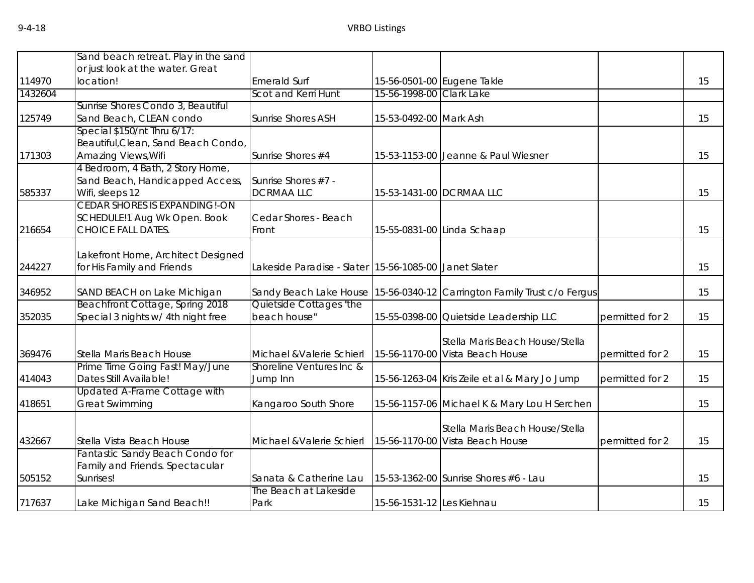| 114970 | Sand beach retreat. Play in the sand or just look at the water. Great location! | Emerald Surf | 15-56-0501-00 | Eugene Takle | | 15 |
|---|---|---|---|---|---|---|
| 1432604 | | Scot and Kerri Hunt | 15-56-1998-00 | Clark Lake | | |
| 125749 | Sunrise Shores Condo 3, Beautiful Sand Beach, CLEAN condo | Sunrise Shores ASH | 15-53-0492-00 | Mark Ash | | 15 |
| 171303 | Special $150/nt Thru 6/17: Beautiful,Clean, Sand Beach Condo, Amazing Views,Wifi | Sunrise Shores #4 | 15-53-1153-00 | Jeanne & Paul Wiesner | | 15 |
| 585337 | 4 Bedroom, 4 Bath, 2 Story Home, Sand Beach, Handicapped Access, Wifi, sleeps 12 | Sunrise Shores #7 - DCRMAA LLC | 15-53-1431-00 | DCRMAA LLC | | 15 |
| 216654 | CEDAR SHORES IS EXPANDING!-ON SCHEDULE!1 Aug Wk Open. Book CHOICE FALL DATES. | Cedar Shores - Beach Front | 15-55-0831-00 | Linda Schaap | | 15 |
| 244227 | Lakefront Home, Architect Designed for His Family and Friends | Lakeside Paradise - Slater | 15-56-1085-00 | Janet Slater | | 15 |
| 346952 | SAND BEACH on Lake Michigan | Sandy Beach Lake House | 15-56-0340-12 | Carrington Family Trust c/o Fergus | | 15 |
| 352035 | Beachfront Cottage, Spring 2018 Special 3 nights w/ 4th night free | Quietside Cottages "the beach house" | 15-55-0398-00 | Quietside Leadership LLC | permitted for 2 | 15 |
| 369476 | Stella Maris Beach House | Michael &Valerie Schierl | 15-56-1170-00 | Stella Maris Beach House/Stella Vista Beach House | permitted for 2 | 15 |
| 414043 | Prime Time Going Fast! May/June Dates Still Available! | Shoreline Ventures Inc & Jump Inn | 15-56-1263-04 | Kris Zeile et al & Mary Jo Jump | permitted for 2 | 15 |
| 418651 | Updated A-Frame Cottage with Great Swimming | Kangaroo South Shore | 15-56-1157-06 | Michael K & Mary Lou H Serchen | | 15 |
| 432667 | Stella Vista Beach House | Michael &Valerie Schierl | 15-56-1170-00 | Stella Maris Beach House/Stella Vista Beach House | permitted for 2 | 15 |
| 505152 | Fantastic Sandy Beach Condo for Family and Friends. Spectacular Sunrises! | Sanata & Catherine Lau | 15-53-1362-00 | Sunrise Shores #6 - Lau | | 15 |
| 717637 | Lake Michigan Sand Beach!! | The Beach at Lakeside Park | 15-56-1531-12 | Les Kiehnau | | 15 |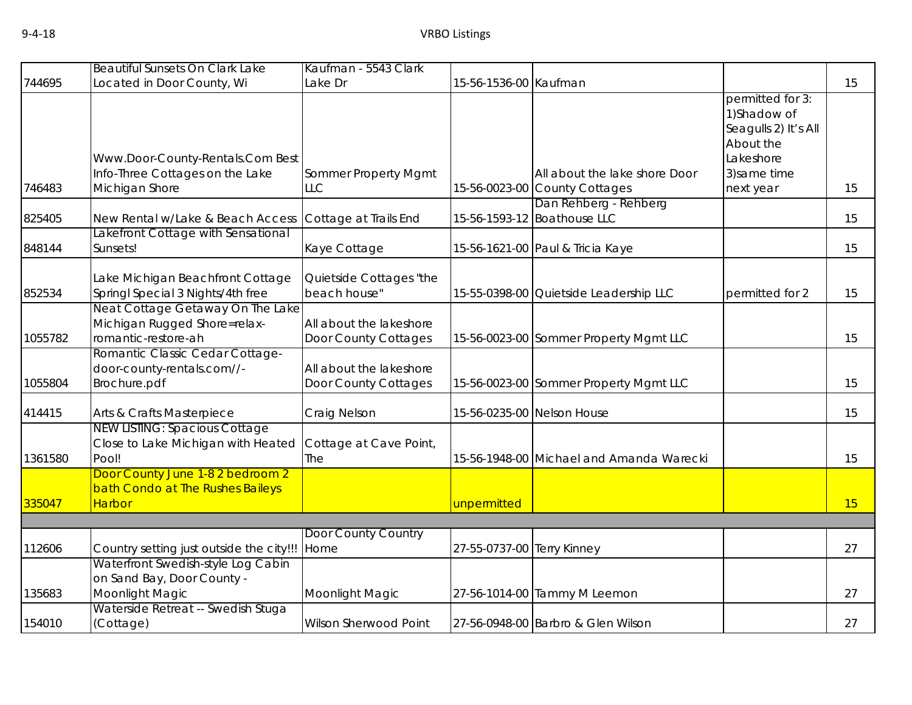| | | | | | | |
|---|---|---|---|---|---|---|
| 744695 | Beautiful Sunsets On Clark Lake Located in Door County, Wi | Kaufman - 5543 Clark Lake Dr | 15-56-1536-00 | Kaufman | | 15 |
| 746483 | Www.Door-County-Rentals.Com Best Info-Three Cottages on the Lake Michigan Shore | Sommer Property Mgmt LLC | 15-56-0023-00 | All about the lake shore Door County Cottages | permitted for 3: 1)Shadow of Seagulls 2) It's All About the Lakeshore 3)same time next year | 15 |
| 825405 | New Rental w/Lake & Beach Access | Cottage at Trails End | 15-56-1593-12 | Dan Rehberg - Rehberg Boathouse LLC | | 15 |
| 848144 | Lakefront Cottage with Sensational Sunsets! | Kaye Cottage | 15-56-1621-00 | Paul & Tricia Kaye | | 15 |
| 852534 | Lake Michigan Beachfront Cottage Springl Special 3 Nights/4th free | Quietside Cottages "the beach house" | 15-55-0398-00 | Quietside Leadership LLC | permitted for 2 | 15 |
| 1055782 | Neat Cottage Getaway On The Lake Michigan Rugged Shore=relax-romantic-restore-ah | All about the lakeshore Door County Cottages | 15-56-0023-00 | Sommer Property Mgmt LLC | | 15 |
| 1055804 | Romantic Classic Cedar Cottage-door-county-rentals.com//-Brochure.pdf | All about the lakeshore Door County Cottages | 15-56-0023-00 | Sommer Property Mgmt LLC | | 15 |
| 414415 | Arts & Crafts Masterpiece | Craig Nelson | 15-56-0235-00 | Nelson House | | 15 |
| 1361580 | NEW LISTING: Spacious Cottage Close to Lake Michigan with Heated Pool! | Cottage at Cave Point, The | 15-56-1948-00 | Michael and Amanda Warecki | | 15 |
| 335047 | Door County June 1-8 2 bedroom 2 bath Condo at The Rushes Baileys Harbor | | unpermitted | | | 15 |
| | | | | | | |
| 112606 | Country setting just outside the city!!! | Door County Country Home | 27-55-0737-00 | Terry Kinney | | 27 |
| 135683 | Waterfront Swedish-style Log Cabin on Sand Bay, Door County - Moonlight Magic | Moonlight Magic | 27-56-1014-00 | Tammy M Leemon | | 27 |
| 154010 | Waterside Retreat -- Swedish Stuga (Cottage) | Wilson Sherwood Point | 27-56-0948-00 | Barbro & Glen Wilson | | 27 |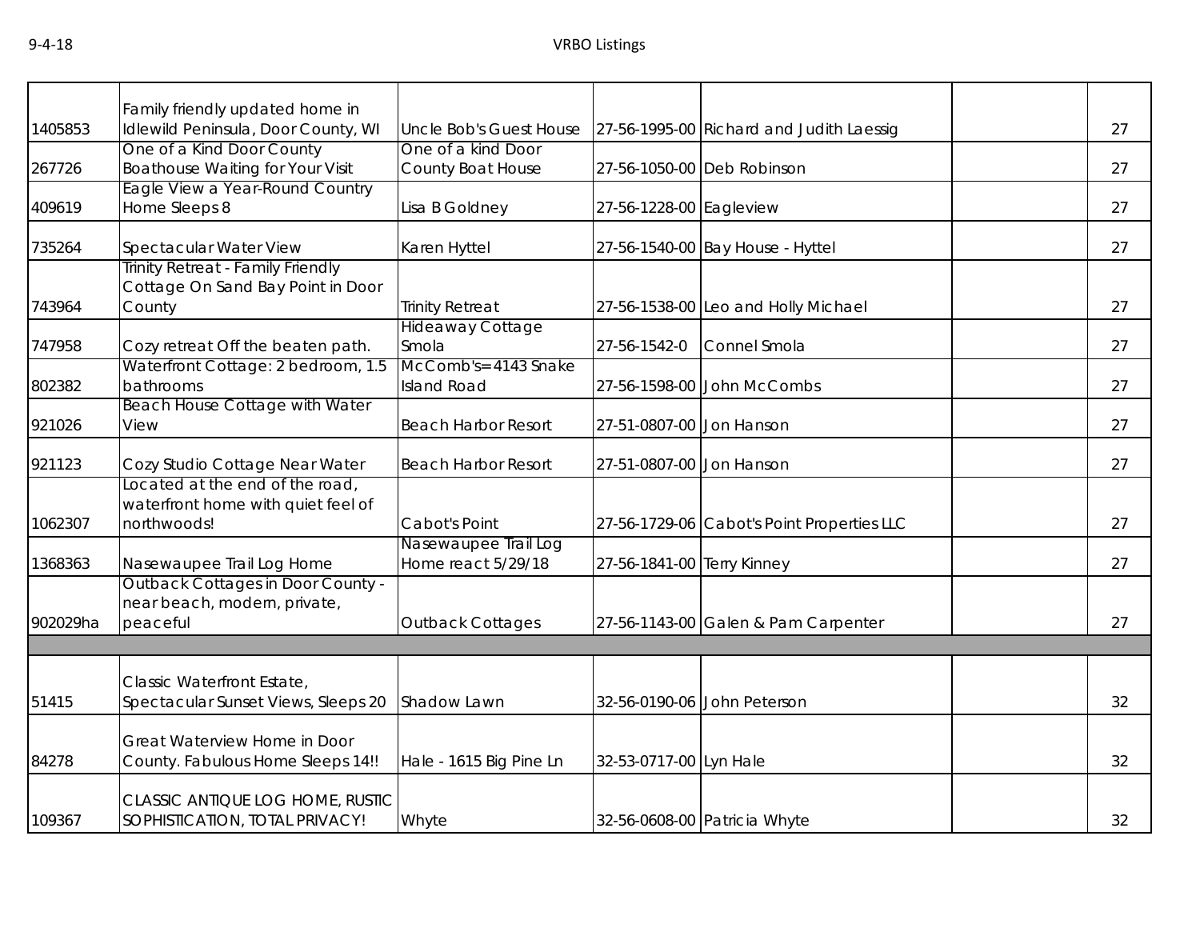| | | | | | | |
|---|---|---|---|---|---|---|
| 1405853 | Family friendly updated home in Idlewild Peninsula, Door County, WI | Uncle Bob's Guest House | 27-56-1995-00 | Richard and Judith Laessig | | 27 |
| 267726 | One of a Kind Door County Boathouse Waiting for Your Visit | One of a kind Door County Boat House | 27-56-1050-00 | Deb Robinson | | 27 |
| 409619 | Eagle View a Year-Round Country Home Sleeps 8 | Lisa B Goldney | 27-56-1228-00 | Eagleview | | 27 |
| 735264 | Spectacular Water View | Karen Hyttel | 27-56-1540-00 | Bay House - Hyttel | | 27 |
| 743964 | Trinity Retreat - Family Friendly Cottage On Sand Bay Point in Door County | Trinity Retreat | 27-56-1538-00 | Leo and Holly Michael | | 27 |
| 747958 | Cozy retreat Off the beaten path. | Hideaway Cottage Smola | 27-56-1542-0 | Connel Smola | | 27 |
| 802382 | Waterfront Cottage: 2 bedroom, 1.5 bathrooms | McComb's=4143 Snake Island Road | 27-56-1598-00 | John McCombs | | 27 |
| 921026 | Beach House Cottage with Water View | Beach Harbor Resort | 27-51-0807-00 | Jon Hanson | | 27 |
| 921123 | Cozy Studio Cottage Near Water | Beach Harbor Resort | 27-51-0807-00 | Jon Hanson | | 27 |
| 1062307 | Located at the end of the road, waterfront home with quiet feel of northwoods! | Cabot's Point | 27-56-1729-06 | Cabot's Point Properties LLC | | 27 |
| 1368363 | Nasewaupee Trail Log Home | Nasewaupee Trail Log Home react 5/29/18 | 27-56-1841-00 | Terry Kinney | | 27 |
| 902029ha | Outback Cottages in Door County - near beach, modern, private, peaceful | Outback Cottages | 27-56-1143-00 | Galen & Pam Carpenter | | 27 |
| | | | | | | |
| 51415 | Classic Waterfront Estate, Spectacular Sunset Views, Sleeps 20 | Shadow Lawn | 32-56-0190-06 | John Peterson | | 32 |
| 84278 | Great Waterview Home in Door County. Fabulous Home Sleeps 14!! | Hale - 1615 Big Pine Ln | 32-53-0717-00 | Lyn Hale | | 32 |
| 109367 | CLASSIC ANTIQUE LOG HOME, RUSTIC SOPHISTICATION, TOTAL PRIVACY! | Whyte | 32-56-0608-00 | Patricia Whyte | | 32 |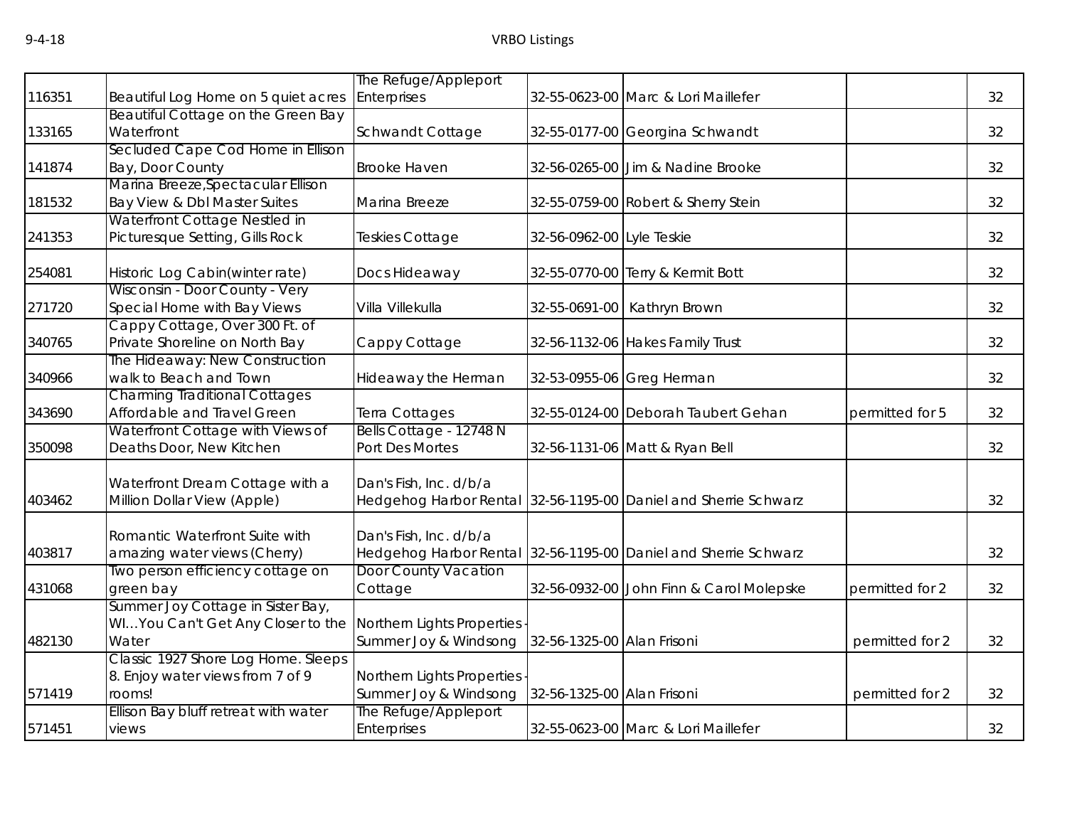| | | | | | | |
|---|---|---|---|---|---|---|
| 116351 | Beautiful Log Home on 5 quiet acres | The Refuge/Appleport Enterprises | 32-55-0623-00 | Marc & Lori Maillefer | | 32 |
| 133165 | Beautiful Cottage on the Green Bay Waterfront | Schwandt Cottage | 32-55-0177-00 | Georgina Schwandt | | 32 |
| 141874 | Secluded Cape Cod Home in Ellison Bay, Door County | Brooke Haven | 32-56-0265-00 | Jim & Nadine Brooke | | 32 |
| 181532 | Marina Breeze,Spectacular Ellison Bay View & Dbl Master Suites | Marina Breeze | 32-55-0759-00 | Robert & Sherry Stein | | 32 |
| 241353 | Waterfront Cottage Nestled in Picturesque Setting, Gills Rock | Teskies Cottage | 32-56-0962-00 | Lyle Teskie | | 32 |
| 254081 | Historic Log Cabin(winter rate) | Docs Hideaway | 32-55-0770-00 | Terry & Kermit Bott | | 32 |
| 271720 | Wisconsin - Door County - Very Special Home with Bay Views | Villa Villekulla | 32-55-0691-00 | Kathryn Brown | | 32 |
| 340765 | Cappy Cottage, Over 300 Ft. of Private Shoreline on North Bay | Cappy Cottage | 32-56-1132-06 | Hakes Family Trust | | 32 |
| 340966 | The Hideaway: New Construction walk to Beach and Town | Hideaway the Herman | 32-53-0955-06 | Greg Herman | | 32 |
| 343690 | Charming Traditional Cottages Affordable and Travel Green | Terra Cottages | 32-55-0124-00 | Deborah Taubert Gehan | permitted for 5 | 32 |
| 350098 | Waterfront Cottage with Views of Deaths Door, New Kitchen | Bells Cottage - 12748 N Port Des Mortes | 32-56-1131-06 | Matt & Ryan Bell | | 32 |
| 403462 | Waterfront Dream Cottage with a Million Dollar View (Apple) | Dan's Fish, Inc. d/b/a Hedgehog Harbor Rental | 32-56-1195-00 | Daniel and Sherrie Schwarz | | 32 |
| 403817 | Romantic Waterfront Suite with amazing water views (Cherry) | Dan's Fish, Inc. d/b/a Hedgehog Harbor Rental | 32-56-1195-00 | Daniel and Sherrie Schwarz | | 32 |
| 431068 | Two person efficiency cottage on green bay | Door County Vacation Cottage | 32-56-0932-00 | John Finn & Carol Molepske | permitted for 2 | 32 |
| 482130 | Summer Joy Cottage in Sister Bay, WI...You Can't Get Any Closer to the Water | Northern Lights Properties - Summer Joy & Windsong | 32-56-1325-00 | Alan Frisoni | permitted for 2 | 32 |
| 571419 | Classic 1927 Shore Log Home. Sleeps 8. Enjoy water views from 7 of 9 rooms! | Northern Lights Properties - Summer Joy & Windsong | 32-56-1325-00 | Alan Frisoni | permitted for 2 | 32 |
| 571451 | Ellison Bay bluff retreat with water views | The Refuge/Appleport Enterprises | 32-55-0623-00 | Marc & Lori Maillefer | | 32 |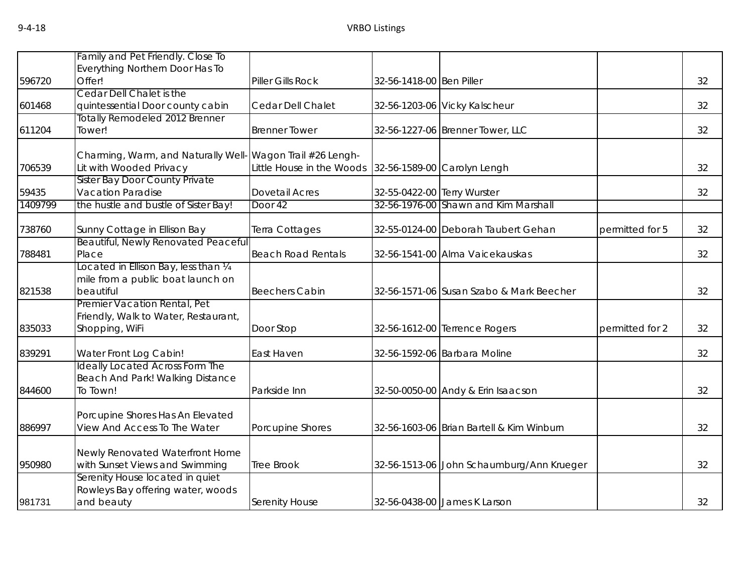| | | | | | | |
|---|---|---|---|---|---|---|
| 596720 | Family and Pet Friendly. Close To Everything Northern Door Has To Offer! | Piller Gills Rock | 32-56-1418-00 | Ben Piller | | 32 |
| 601468 | Cedar Dell Chalet is the quintessential Door county cabin | Cedar Dell Chalet | 32-56-1203-06 | Vicky Kalscheur | | 32 |
| 611204 | Totally Remodeled 2012 Brenner Tower! | Brenner Tower | 32-56-1227-06 | Brenner Tower, LLC | | 32 |
| 706539 | Charming, Warm, and Naturally Well-Lit with Wooded Privacy | Wagon Trail #26 Lengh-Little House in the Woods | 32-56-1589-00 | Carolyn Lengh | | 32 |
| 59435 | Sister Bay Door County Private Vacation Paradise | Dovetail Acres | 32-55-0422-00 | Terry Wurster | | 32 |
| 1409799 | the hustle and bustle of Sister Bay! | Door 42 | 32-56-1976-00 | Shawn and Kim Marshall | | |
| 738760 | Sunny Cottage in Ellison Bay | Terra Cottages | 32-55-0124-00 | Deborah Taubert Gehan | permitted for 5 | 32 |
| 788481 | Beautiful, Newly Renovated Peaceful Place | Beach Road Rentals | 32-56-1541-00 | Alma Vaicekauskas | | 32 |
| 821538 | Located in Ellison Bay, less than ¼ mile from a public boat launch on beautiful | Beechers Cabin | 32-56-1571-06 | Susan Szabo & Mark Beecher | | 32 |
| 835033 | Premier Vacation Rental, Pet Friendly, Walk to Water, Restaurant, Shopping, WiFi | Door Stop | 32-56-1612-00 | Terrence Rogers | permitted for 2 | 32 |
| 839291 | Water Front Log Cabin! | East Haven | 32-56-1592-06 | Barbara Moline | | 32 |
| 844600 | Ideally Located Across Form The Beach And Park! Walking Distance To Town! | Parkside Inn | 32-50-0050-00 | Andy & Erin Isaacson | | 32 |
| 886997 | Porcupine Shores Has An Elevated View And Access To The Water | Porcupine Shores | 32-56-1603-06 | Brian Bartell & Kim Winburn | | 32 |
| 950980 | Newly Renovated Waterfront Home with Sunset Views and Swimming | Tree Brook | 32-56-1513-06 | John Schaumburg/Ann Krueger | | 32 |
| 981731 | Serenity House located in quiet Rowleys Bay offering water, woods and beauty | Serenity House | 32-56-0438-00 | James K Larson | | 32 |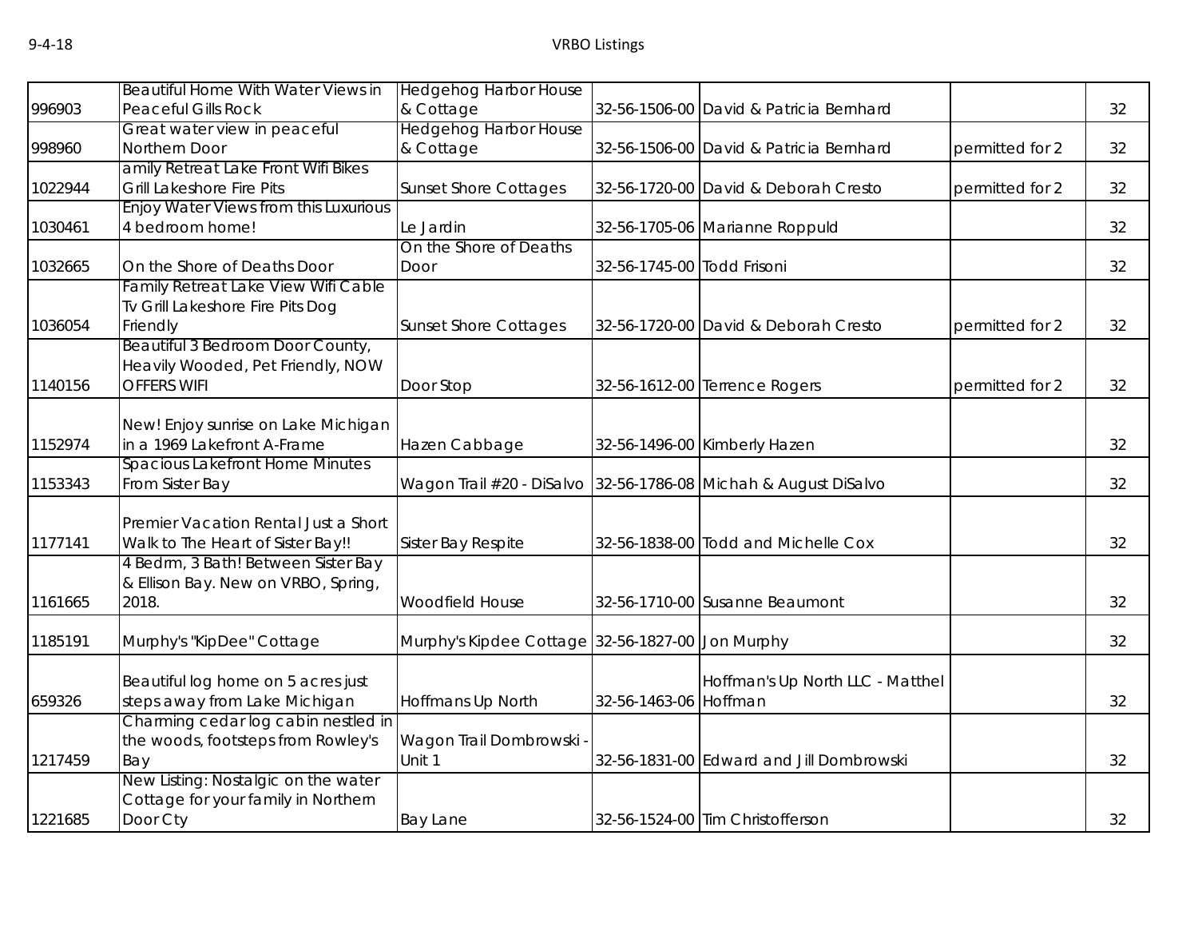| | | | | | | |
|---|---|---|---|---|---|---|
| 996903 | Beautiful Home With Water Views in Peaceful Gills Rock | Hedgehog Harbor House & Cottage | 32-56-1506-00 | David & Patricia Bernhard | | 32 |
| 998960 | Great water view in peaceful Northern Door | Hedgehog Harbor House & Cottage | 32-56-1506-00 | David & Patricia Bernhard | permitted for 2 | 32 |
| 1022944 | amily Retreat Lake Front Wifi Bikes Grill Lakeshore Fire Pits | Sunset Shore Cottages | 32-56-1720-00 | David & Deborah Cresto | permitted for 2 | 32 |
| 1030461 | Enjoy Water Views from this Luxurious 4 bedroom home! | Le Jardin | 32-56-1705-06 | Marianne Roppuld | | 32 |
| 1032665 | On the Shore of Deaths Door | On the Shore of Deaths Door | 32-56-1745-00 | Todd Frisoni | | 32 |
| 1036054 | Family Retreat Lake View Wifi Cable Tv Grill Lakeshore Fire Pits Dog Friendly | Sunset Shore Cottages | 32-56-1720-00 | David & Deborah Cresto | permitted for 2 | 32 |
| 1140156 | Beautiful 3 Bedroom Door County, Heavily Wooded, Pet Friendly, NOW OFFERS WIFI | Door Stop | 32-56-1612-00 | Terrence Rogers | permitted for 2 | 32 |
| 1152974 | New! Enjoy sunrise on Lake Michigan in a 1969 Lakefront A-Frame | Hazen Cabbage | 32-56-1496-00 | Kimberly Hazen | | 32 |
| 1153343 | Spacious Lakefront Home Minutes From Sister Bay | Wagon Trail #20 - DiSalvo | 32-56-1786-08 | Michah & August DiSalvo | | 32 |
| 1177141 | Premier Vacation Rental Just a Short Walk to The Heart of Sister Bay!! | Sister Bay Respite | 32-56-1838-00 | Todd and Michelle Cox | | 32 |
| 1161665 | 4 Bedrm, 3 Bath! Between Sister Bay & Ellison Bay. New on VRBO, Spring, 2018. | Woodfield House | 32-56-1710-00 | Susanne Beaumont | | 32 |
| 1185191 | Murphy's "KipDee" Cottage | Murphy's Kipdee Cottage | 32-56-1827-00 | Jon Murphy | | 32 |
| 659326 | Beautiful log home on 5 acres just steps away from Lake Michigan | Hoffmans Up North | 32-56-1463-06 | Hoffman's Up North LLC - Matthel Hoffman | | 32 |
| 1217459 | Charming cedar log cabin nestled in the woods, footsteps from Rowley's Bay | Wagon Trail Dombrowski - Unit 1 | 32-56-1831-00 | Edward and Jill Dombrowski | | 32 |
| 1221685 | New Listing: Nostalgic on the water Cottage for your family in Northern Door Cty | Bay Lane | 32-56-1524-00 | Tim Christofferson | | 32 |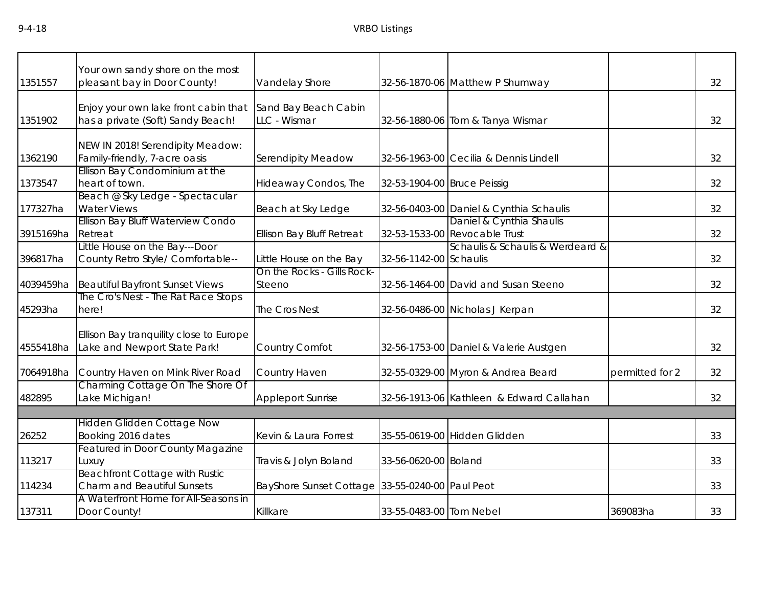| | | | | | | |
|---|---|---|---|---|---|---|
| 1351557 | Your own sandy shore on the most pleasant bay in Door County! | Vandelay Shore | 32-56-1870-06 | Matthew P Shumway | | 32 |
| 1351902 | Enjoy your own lake front cabin that has a private (Soft) Sandy Beach! | Sand Bay Beach Cabin LLC - Wismar | 32-56-1880-06 | Tom & Tanya Wismar | | 32 |
| 1362190 | NEW IN 2018! Serendipity Meadow: Family-friendly, 7-acre oasis | Serendipity Meadow | 32-56-1963-00 | Cecilia & Dennis Lindell | | 32 |
| 1373547 | Ellison Bay Condominium at the heart of town. | Hideaway Condos, The | 32-53-1904-00 | Bruce Peissig | | 32 |
| 177327ha | Beach @ Sky Ledge - Spectacular Water Views | Beach at Sky Ledge | 32-56-0403-00 | Daniel & Cynthia Schaulis | | 32 |
| 3915169ha | Ellison Bay Bluff Waterview Condo Retreat | Ellison Bay Bluff Retreat | 32-53-1533-00 | Daniel & Cynthia Shaulis Revocable Trust | | 32 |
| 396817ha | Little House on the Bay---Door County Retro Style/ Comfortable-- | Little House on the Bay | 32-56-1142-00 | Schaulis & Schaulis & Werdeard & Schaulis | | 32 |
| 4039459ha | Beautiful Bayfront Sunset Views | On the Rocks - Gills Rock-Steeno | 32-56-1464-00 | David and Susan Steeno | | 32 |
| 45293ha | The Cro's Nest - The Rat Race Stops here! | The Cros Nest | 32-56-0486-00 | Nicholas J Kerpan | | 32 |
| 4555418ha | Ellison Bay tranquility close to Europe Lake and Newport State Park! | Country Comfot | 32-56-1753-00 | Daniel & Valerie Austgen | | 32 |
| 7064918ha | Country Haven on Mink River Road | Country Haven | 32-55-0329-00 | Myron & Andrea Beard | permitted for 2 | 32 |
| 482895 | Charming Cottage On The Shore Of Lake Michigan! | Appleport Sunrise | 32-56-1913-06 | Kathleen & Edward Callahan | | 32 |
| | | | | | | |
| 26252 | Hidden Glidden Cottage Now Booking 2016 dates | Kevin & Laura Forrest | 35-55-0619-00 | Hidden Glidden | | 33 |
| 113217 | Featured in Door County Magazine Luxuy | Travis & Jolyn Boland | 33-56-0620-00 | Boland | | 33 |
| 114234 | Beachfront Cottage with Rustic Charm and Beautiful Sunsets | BayShore Sunset Cottage | 33-55-0240-00 | Paul Peot | | 33 |
| 137311 | A Waterfront Home for All-Seasons in Door County! | Killkare | 33-55-0483-00 | Tom Nebel | 369083ha | 33 |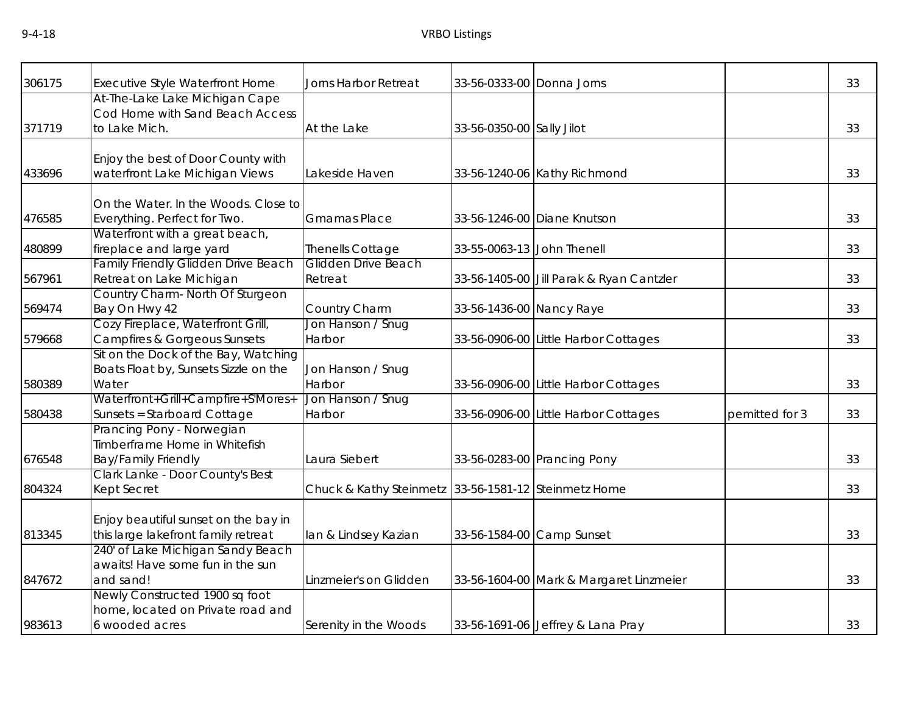| | | | | | | |
|---|---|---|---|---|---|---|
| 306175 | Executive Style Waterfront Home | Jorns Harbor Retreat | 33-56-0333-00 | Donna Jorns | | 33 |
| 371719 | At-The-Lake Lake Michigan Cape Cod Home with Sand Beach Access to Lake Mich. | At the Lake | 33-56-0350-00 | Sally Jilot | | 33 |
| 433696 | Enjoy the best of Door County with waterfront Lake Michigan Views | Lakeside Haven | 33-56-1240-06 | Kathy Richmond | | 33 |
| 476585 | On the Water. In the Woods. Close to Everything. Perfect for Two. | Gmamas Place | 33-56-1246-00 | Diane Knutson | | 33 |
| 480899 | Waterfront with a great beach, fireplace and large yard | Thenells Cottage | 33-55-0063-13 | John Thenell | | 33 |
| 567961 | Family Friendly Glidden Drive Beach Retreat on Lake Michigan | Glidden Drive Beach Retreat | 33-56-1405-00 | Jill Parak & Ryan Cantzler | | 33 |
| 569474 | Country Charm- North Of Sturgeon Bay On Hwy 42 | Country Charm | 33-56-1436-00 | Nancy Raye | | 33 |
| 579668 | Cozy Fireplace, Waterfront Grill, Campfires & Gorgeous Sunsets | Jon Hanson / Snug Harbor | 33-56-0906-00 | Little Harbor Cottages | | 33 |
| 580389 | Sit on the Dock of the Bay, Watching Boats Float by, Sunsets Sizzle on the Water | Jon Hanson / Snug Harbor | 33-56-0906-00 | Little Harbor Cottages | | 33 |
| 580438 | Waterfront+Grill+Campfire+S'Mores+ Sunsets = Starboard Cottage | Jon Hanson / Snug Harbor | 33-56-0906-00 | Little Harbor Cottages | pemitted for 3 | 33 |
| 676548 | Prancing Pony - Norwegian Timberframe Home in Whitefish Bay/Family Friendly | Laura Siebert | 33-56-0283-00 | Prancing Pony | | 33 |
| 804324 | Clark Lanke - Door County's Best Kept Secret | Chuck & Kathy Steinmetz | 33-56-1581-12 | Steinmetz Home | | 33 |
| 813345 | Enjoy beautiful sunset on the bay in this large lakefront family retreat | Ian & Lindsey Kazian | 33-56-1584-00 | Camp Sunset | | 33 |
| 847672 | 240' of Lake Michigan Sandy Beach awaits! Have some fun in the sun and sand! | Linzmeier's on Glidden | 33-56-1604-00 | Mark & Margaret Linzmeier | | 33 |
| 983613 | Newly Constructed 1900 sq foot home, located on Private road and 6 wooded acres | Serenity in the Woods | 33-56-1691-06 | Jeffrey & Lana Pray | | 33 |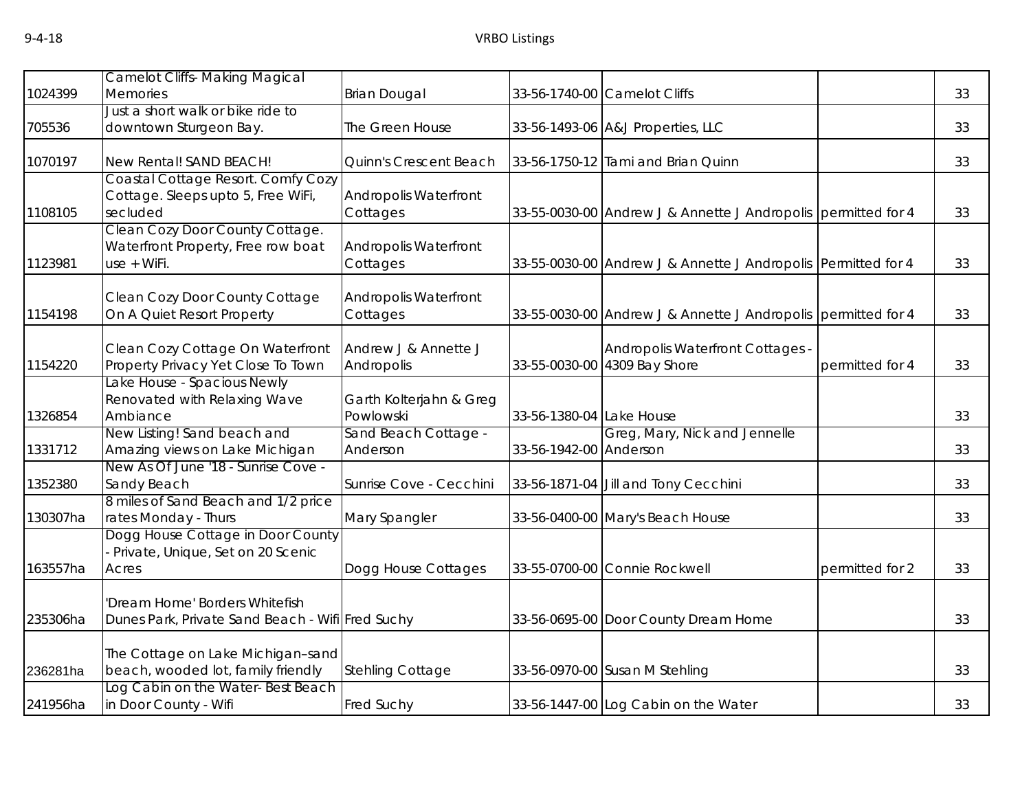| | | | | | | |
|---|---|---|---|---|---|---|
| 1024399 | Camelot Cliffs- Making Magical Memories | Brian Dougal | 33-56-1740-00 | Camelot Cliffs | | 33 |
| 705536 | Just a short walk or bike ride to downtown Sturgeon Bay. | The Green House | 33-56-1493-06 | A&J Properties, LLC | | 33 |
| 1070197 | New Rental! SAND BEACH! | Quinn's Crescent Beach | 33-56-1750-12 | Tami and Brian Quinn | | 33 |
| 1108105 | Coastal Cottage Resort. Comfy Cozy Cottage. Sleeps upto 5, Free WiFi, secluded | Andropolis Waterfront Cottages | 33-55-0030-00 | Andrew J & Annette J Andropolis | permitted for 4 | 33 |
| 1123981 | Clean Cozy Door County Cottage. Waterfront Property, Free row boat use + WiFi. | Andropolis Waterfront Cottages | 33-55-0030-00 | Andrew J & Annette J Andropolis | Permitted for 4 | 33 |
| 1154198 | Clean Cozy Door County Cottage On A Quiet Resort Property | Andropolis Waterfront Cottages | 33-55-0030-00 | Andrew J & Annette J Andropolis | permitted for 4 | 33 |
| 1154220 | Clean Cozy Cottage On Waterfront Property Privacy Yet Close To Town | Andrew J & Annette J Andropolis | 33-55-0030-00 | Andropolis Waterfront Cottages - 4309 Bay Shore | permitted for 4 | 33 |
| 1326854 | Lake House - Spacious Newly Renovated with Relaxing Wave Ambiance | Garth Kolterjahn & Greg Powlowski | 33-56-1380-04 | Lake House | | 33 |
| 1331712 | New Listing! Sand beach and Amazing views on Lake Michigan | Sand Beach Cottage - Anderson | 33-56-1942-00 | Greg, Mary, Nick and Jennelle Anderson | | 33 |
| 1352380 | New As Of June '18 - Sunrise Cove - Sandy Beach | Sunrise Cove - Cecchini | 33-56-1871-04 | Jill and Tony Cecchini | | 33 |
| 130307ha | 8 miles of Sand Beach and 1/2 price rates Monday - Thurs | Mary Spangler | 33-56-0400-00 | Mary's Beach House | | 33 |
| 163557ha | Dogg House Cottage in Door County - Private, Unique, Set on 20 Scenic Acres | Dogg House Cottages | 33-55-0700-00 | Connie Rockwell | permitted for 2 | 33 |
| 235306ha | 'Dream Home' Borders Whitefish Dunes Park, Private Sand Beach - Wifi | Fred Suchy | 33-56-0695-00 | Door County Dream Home | | 33 |
| 236281ha | The Cottage on Lake Michigan–sand beach, wooded lot, family friendly | Stehling Cottage | 33-56-0970-00 | Susan M Stehling | | 33 |
| 241956ha | Log Cabin on the Water- Best Beach in Door County - Wifi | Fred Suchy | 33-56-1447-00 | Log Cabin on the Water | | 33 |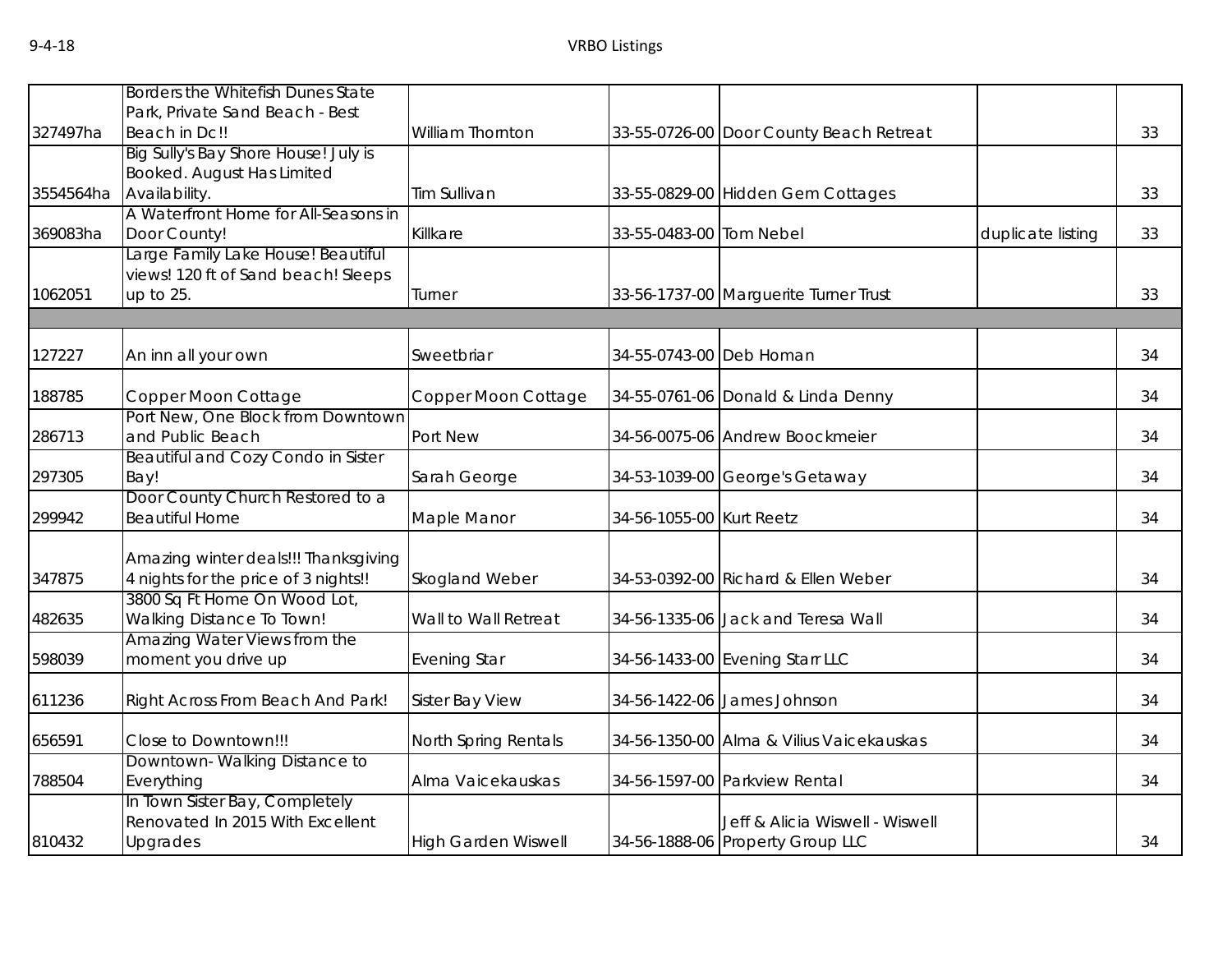| | | | | | | |
|---|---|---|---|---|---|---|
| 327497ha | Borders the Whitefish Dunes State Park, Private Sand Beach - Best Beach in Dc!! | William Thornton | 33-55-0726-00 | Door County Beach Retreat | | 33 |
| 3554564ha | Big Sully's Bay Shore House! July is Booked. August Has Limited Availability. | Tim Sullivan | 33-55-0829-00 | Hidden Gem Cottages | | 33 |
| 369083ha | A Waterfront Home for All-Seasons in Door County! | Killkare | 33-55-0483-00 | Tom Nebel | duplicate listing | 33 |
| 1062051 | Large Family Lake House! Beautiful views! 120 ft of Sand beach! Sleeps up to 25. | Turner | 33-56-1737-00 | Marguerite Turner Trust | | 33 |
| | | | | | | |
| 127227 | An inn all your own | Sweetbriar | 34-55-0743-00 | Deb Homan | | 34 |
| 188785 | Copper Moon Cottage | Copper Moon Cottage | 34-55-0761-06 | Donald & Linda Denny | | 34 |
| 286713 | Port New, One Block from Downtown and Public Beach | Port New | 34-56-0075-06 | Andrew Boockmeier | | 34 |
| 297305 | Beautiful and Cozy Condo in Sister Bay! | Sarah George | 34-53-1039-00 | George's Getaway | | 34 |
| 299942 | Door County Church Restored to a Beautiful Home | Maple Manor | 34-56-1055-00 | Kurt Reetz | | 34 |
| 347875 | Amazing winter deals!!! Thanksgiving 4 nights for the price of 3 nights!! | Skogland Weber | 34-53-0392-00 | Richard & Ellen Weber | | 34 |
| 482635 | 3800 Sq Ft Home On Wood Lot, Walking Distance To Town! | Wall to Wall Retreat | 34-56-1335-06 | Jack and Teresa Wall | | 34 |
| 598039 | Amazing Water Views from the moment you drive up | Evening Star | 34-56-1433-00 | Evening Starr LLC | | 34 |
| 611236 | Right Across From Beach And Park! | Sister Bay View | 34-56-1422-06 | James Johnson | | 34 |
| 656591 | Close to Downtown!!! | North Spring Rentals | 34-56-1350-00 | Alma & Vilius Vaicekauskas | | 34 |
| 788504 | Downtown- Walking Distance to Everything | Alma Vaicekauskas | 34-56-1597-00 | Parkview Rental | | 34 |
| 810432 | In Town Sister Bay, Completely Renovated In 2015 With Excellent Upgrades | High Garden Wiswell | 34-56-1888-06 | Jeff & Alicia Wiswell - Wiswell Property Group LLC | | 34 |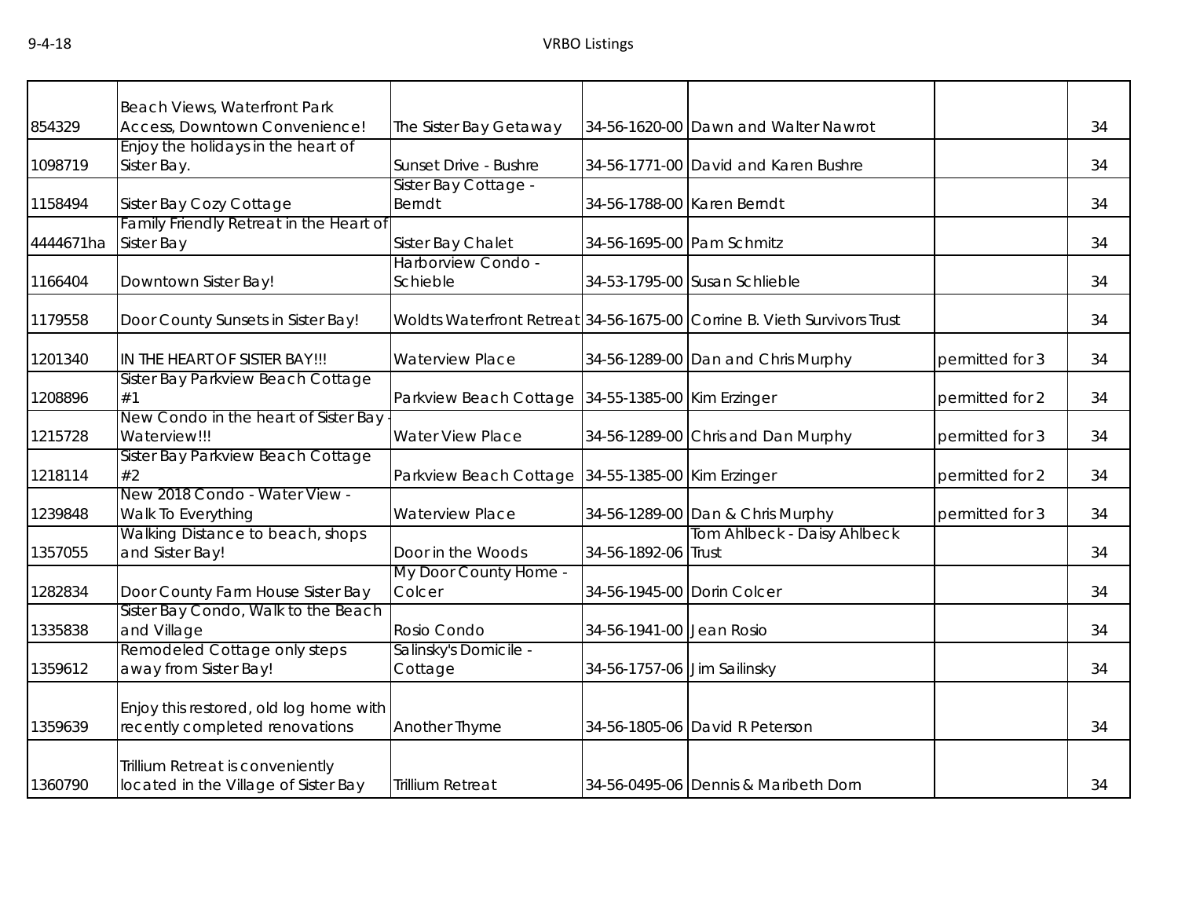| | | | | | | |
|---|---|---|---|---|---|---|
| 854329 | Beach Views, Waterfront Park Access, Downtown Convenience! | The Sister Bay Getaway | 34-56-1620-00 | Dawn and Walter Nawrot | | 34 |
| 1098719 | Enjoy the holidays in the heart of Sister Bay. | Sunset Drive - Bushre | 34-56-1771-00 | David and Karen Bushre | | 34 |
| 1158494 | Sister Bay Cozy Cottage | Sister Bay Cottage - Berndt | 34-56-1788-00 | Karen Berndt | | 34 |
| 4444671ha | Family Friendly Retreat in the Heart of Sister Bay | Sister Bay Chalet | 34-56-1695-00 | Pam Schmitz | | 34 |
| 1166404 | Downtown Sister Bay! | Harborview Condo - Schieble | 34-53-1795-00 | Susan Schlieble | | 34 |
| 1179558 | Door County Sunsets in Sister Bay! | Woldts Waterfront Retreat | 34-56-1675-00 | Corrine B. Vieth Survivors Trust | | 34 |
| 1201340 | IN THE HEART OF SISTER BAY!!! | Waterview Place | 34-56-1289-00 | Dan and Chris Murphy | permitted for 3 | 34 |
| 1208896 | Sister Bay Parkview Beach Cottage #1 | Parkview Beach Cottage | 34-55-1385-00 | Kim Erzinger | permitted for 2 | 34 |
| 1215728 | New Condo in the heart of Sister Bay - Waterview!!! | Water View Place | 34-56-1289-00 | Chris and Dan Murphy | permitted for 3 | 34 |
| 1218114 | Sister Bay Parkview Beach Cottage #2 | Parkview Beach Cottage | 34-55-1385-00 | Kim Erzinger | permitted for 2 | 34 |
| 1239848 | New 2018 Condo - Water View - Walk To Everything | Waterview Place | 34-56-1289-00 | Dan & Chris Murphy | permitted for 3 | 34 |
| 1357055 | Walking Distance to beach, shops and Sister Bay! | Door in the Woods | 34-56-1892-06 | Tom Ahlbeck - Daisy Ahlbeck Trust | | 34 |
| 1282834 | Door County Farm House Sister Bay | My Door County Home - Colcer | 34-56-1945-00 | Dorin Colcer | | 34 |
| 1335838 | Sister Bay Condo, Walk to the Beach and Village | Rosio Condo | 34-56-1941-00 | Jean Rosio | | 34 |
| 1359612 | Remodeled Cottage only steps away from Sister Bay! | Salinsky's Domicile - Cottage | 34-56-1757-06 | Jim Sailinsky | | 34 |
| 1359639 | Enjoy this restored, old log home with recently completed renovations | Another Thyme | 34-56-1805-06 | David R Peterson | | 34 |
| 1360790 | Trillium Retreat is conveniently located in the Village of Sister Bay | Trillium Retreat | 34-56-0495-06 | Dennis & Maribeth Dorn | | 34 |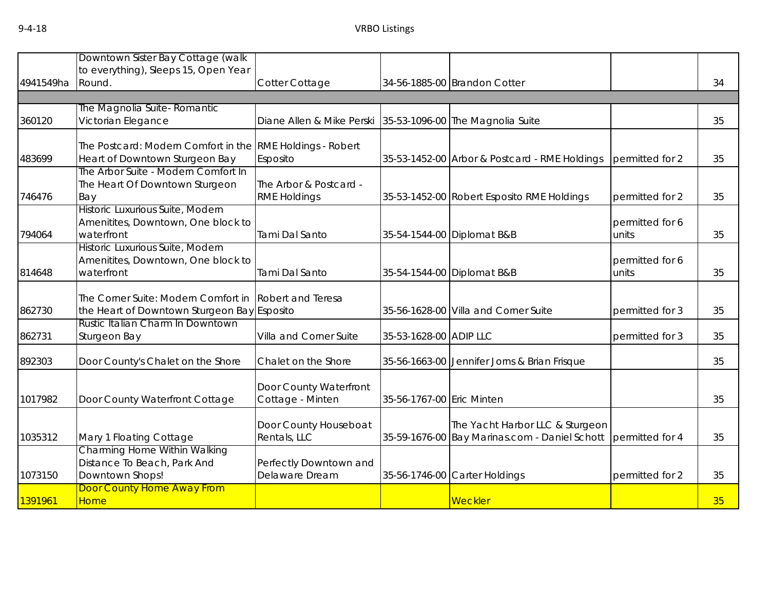| | | | | | | |
|---|---|---|---|---|---|---|
| 4941549ha | Downtown Sister Bay Cottage (walk to everything), Sleeps 15, Open Year Round. | Cotter Cottage | 34-56-1885-00 | Brandon Cotter | | 34 |
| | | | | | | |
| 360120 | The Magnolia Suite- Romantic Victorian Elegance | Diane Allen & Mike Perski | 35-53-1096-00 | The Magnolia Suite | | 35 |
| 483699 | The Postcard: Modern Comfort in the Heart of Downtown Sturgeon Bay | RME Holdings - Robert Esposito | 35-53-1452-00 | Arbor & Postcard - RME Holdings | permitted for 2 | 35 |
| 746476 | The Arbor Suite - Modern Comfort In The Heart Of Downtown Sturgeon Bay | The Arbor & Postcard - RME Holdings | 35-53-1452-00 | Robert Esposito RME Holdings | permitted for 2 | 35 |
| 794064 | Historic Luxurious Suite, Modern Amenitites, Downtown, One block to waterfront | Tami Dal Santo | 35-54-1544-00 | Diplomat B&B | permitted for 6 units | 35 |
| 814648 | Historic Luxurious Suite, Modern Amenitites, Downtown, One block to waterfront | Tami Dal Santo | 35-54-1544-00 | Diplomat B&B | permitted for 6 units | 35 |
| 862730 | The Corner Suite: Modern Comfort in the Heart of Downtown Sturgeon Bay | Robert and Teresa Esposito | 35-56-1628-00 | Villa and Corner Suite | permitted for 3 | 35 |
| 862731 | Rustic Italian Charm In Downtown Sturgeon Bay | Villa and Corner Suite | 35-53-1628-00 | ADIP LLC | permitted for 3 | 35 |
| 892303 | Door County's Chalet on the Shore | Chalet on the Shore | 35-56-1663-00 | Jennifer Jorns & Brian Frisque | | 35 |
| 1017982 | Door County Waterfront Cottage | Door County Waterfront Cottage - Minten | 35-56-1767-00 | Eric Minten | | 35 |
| 1035312 | Mary 1 Floating Cottage | Door County Houseboat Rentals, LLC | 35-59-1676-00 | The Yacht Harbor LLC & Sturgeon Bay Marinas.com - Daniel Schott | permitted for 4 | 35 |
| 1073150 | Charming Home Within Walking Distance To Beach, Park And Downtown Shops! | Perfectly Downtown and Delaware Dream | 35-56-1746-00 | Carter Holdings | permitted for 2 | 35 |
| 1391961 | Door County Home Away From Home | | | Weckler | | 35 |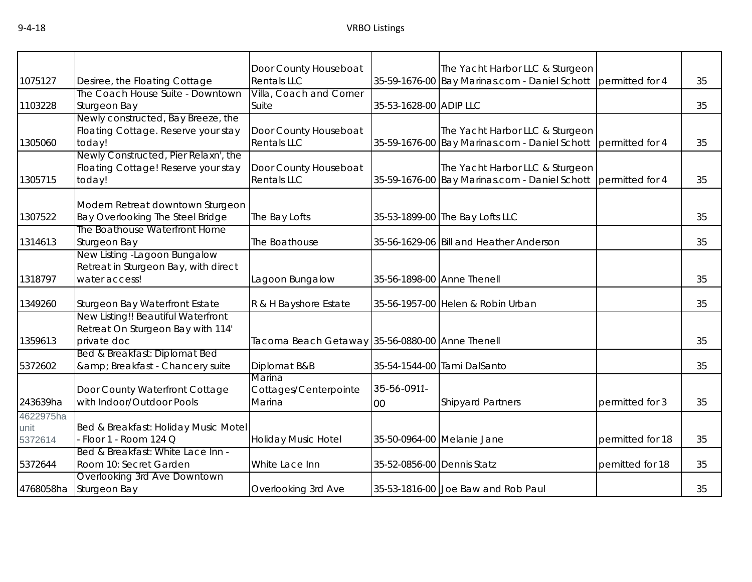| | | | | | | |
|---|---|---|---|---|---|---|
| 1075127 | Desiree, the Floating Cottage | Door County Houseboat Rentals LLC | 35-59-1676-00 | The Yacht Harbor LLC & Sturgeon Bay Marinas.com - Daniel Schott | permitted for 4 | 35 |
| 1103228 | The Coach House Suite - Downtown Sturgeon Bay | Villa, Coach and Corner Suite | 35-53-1628-00 | ADIP LLC | | 35 |
| 1305060 | Newly constructed, Bay Breeze, the Floating Cottage. Reserve your stay today! | Door County Houseboat Rentals LLC | 35-59-1676-00 | The Yacht Harbor LLC & Sturgeon Bay Marinas.com - Daniel Schott | permitted for 4 | 35 |
| 1305715 | Newly Constructed, Pier Relaxn', the Floating Cottage! Reserve your stay today! | Door County Houseboat Rentals LLC | 35-59-1676-00 | The Yacht Harbor LLC & Sturgeon Bay Marinas.com - Daniel Schott | permitted for 4 | 35 |
| 1307522 | Modern Retreat downtown Sturgeon Bay Overlooking The Steel Bridge | The Bay Lofts | 35-53-1899-00 | The Bay Lofts LLC | | 35 |
| 1314613 | The Boathouse Waterfront Home Sturgeon Bay | The Boathouse | 35-56-1629-06 | Bill and Heather Anderson | | 35 |
| 1318797 | New Listing -Lagoon Bungalow Retreat in Sturgeon Bay, with direct water access! | Lagoon Bungalow | 35-56-1898-00 | Anne Thenell | | 35 |
| 1349260 | Sturgeon Bay Waterfront Estate | R & H Bayshore Estate | 35-56-1957-00 | Helen & Robin Urban | | 35 |
| 1359613 | New Listing!! Beautiful Waterfront Retreat On Sturgeon Bay with 114' private doc | Tacoma Beach Getaway | 35-56-0880-00 | Anne Thenell | | 35 |
| 5372602 | Bed & Breakfast: Diplomat Bed &amp; Breakfast - Chancery suite | Diplomat B&B | 35-54-1544-00 | Tami DalSanto | | 35 |
| 243639ha | Door County Waterfront Cottage with Indoor/Outdoor Pools | Marina Cottages/Centerpointe Marina | 35-56-0911-00 | Shipyard Partners | permitted for 3 | 35 |
| 4622975ha unit 5372614 | Bed & Breakfast: Holiday Music Motel - Floor 1 - Room 124 Q | Holiday Music Hotel | 35-50-0964-00 | Melanie Jane | permitted for 18 | 35 |
| 5372644 | Bed & Breakfast: White Lace Inn - Room 10: Secret Garden | White Lace Inn | 35-52-0856-00 | Dennis Statz | pemitted for 18 | 35 |
| 4768058ha | Overlooking 3rd Ave Downtown Sturgeon Bay | Overlooking 3rd Ave | 35-53-1816-00 | Joe Baw and Rob Paul | | 35 |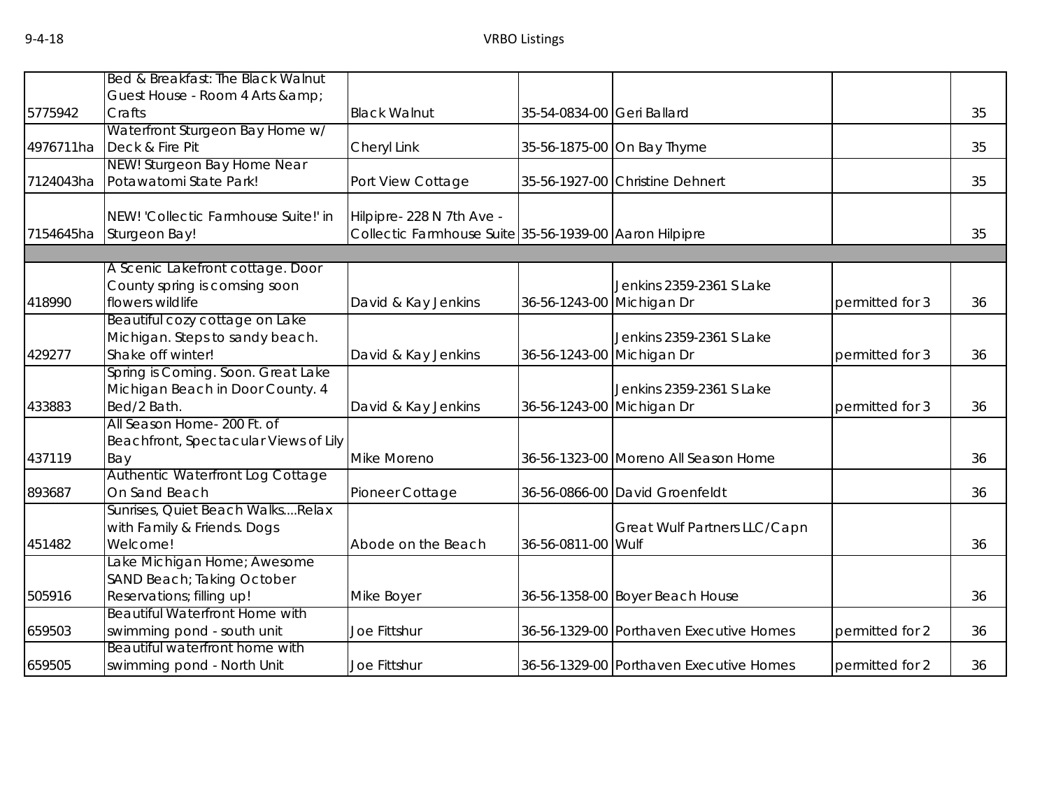| | | | | | | |
|---|---|---|---|---|---|---|
| 5775942 | Bed & Breakfast: The Black Walnut Guest House - Room 4 Arts &amp; Crafts | Black Walnut | 35-54-0834-00 | Geri Ballard | | 35 |
| 4976711ha | Waterfront Sturgeon Bay Home w/ Deck & Fire Pit | Cheryl Link | 35-56-1875-00 | On Bay Thyme | | 35 |
| 7124043ha | NEW! Sturgeon Bay Home Near Potawatomi State Park! | Port View Cottage | 35-56-1927-00 | Christine Dehnert | | 35 |
| 7154645ha | NEW! 'Collectic Farmhouse Suite!' in Sturgeon Bay! | Hilpipre- 228 N 7th Ave - Collectic Farmhouse Suite | 35-56-1939-00 | Aaron Hilpipre | | 35 |
| | | | | | | |
| 418990 | A Scenic Lakefront cottage. Door County spring is comsing soon flowers wildlife | David & Kay Jenkins | 36-56-1243-00 | Jenkins 2359-2361 S Lake Michigan Dr | permitted for 3 | 36 |
| 429277 | Beautiful cozy cottage on Lake Michigan. Steps to sandy beach. Shake off winter! | David & Kay Jenkins | 36-56-1243-00 | Jenkins 2359-2361 S Lake Michigan Dr | permitted for 3 | 36 |
| 433883 | Spring is Coming. Soon. Great Lake Michigan Beach in Door County. 4 Bed/2 Bath. | David & Kay Jenkins | 36-56-1243-00 | Jenkins 2359-2361 S Lake Michigan Dr | permitted for 3 | 36 |
| 437119 | All Season Home- 200 Ft. of Beachfront, Spectacular Views of Lily Bay | Mike Moreno | 36-56-1323-00 | Moreno All Season Home | | 36 |
| 893687 | Authentic Waterfront Log Cottage On Sand Beach | Pioneer Cottage | 36-56-0866-00 | David Groenfeldt | | 36 |
| 451482 | Sunrises, Quiet Beach Walks....Relax with Family & Friends. Dogs Welcome! | Abode on the Beach | 36-56-0811-00 | Great Wulf Partners LLC/Capn Wulf | | 36 |
| 505916 | Lake Michigan Home; Awesome SAND Beach; Taking October Reservations; filling up! | Mike Boyer | 36-56-1358-00 | Boyer Beach House | | 36 |
| 659503 | Beautiful Waterfront Home with swimming pond - south unit | Joe Fittshur | 36-56-1329-00 | Porthaven Executive Homes | permitted for 2 | 36 |
| 659505 | Beautiful waterfront home with swimming pond - North Unit | Joe Fittshur | 36-56-1329-00 | Porthaven Executive Homes | permitted for 2 | 36 |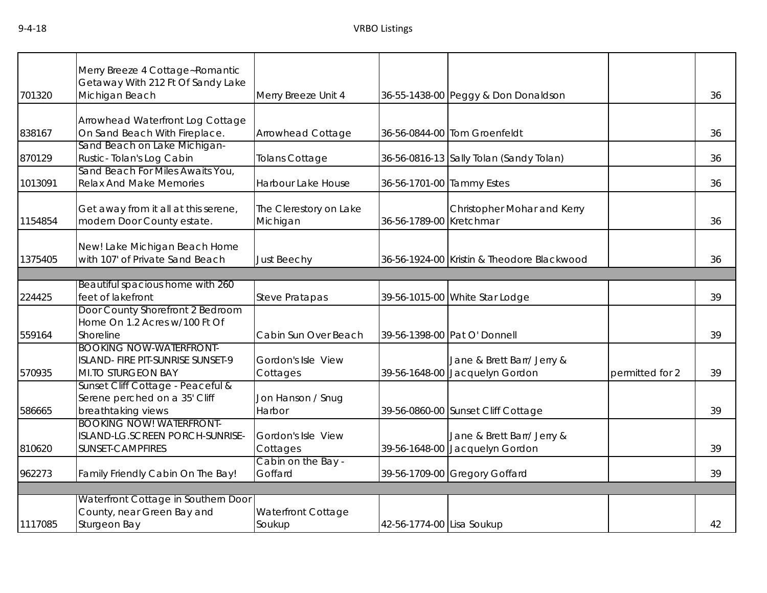| | | | | | | |
|---|---|---|---|---|---|---|
| 701320 | Merry Breeze 4 Cottage~Romantic Getaway With 212 Ft Of Sandy Lake Michigan Beach | Merry Breeze Unit 4 | 36-55-1438-00 | Peggy & Don Donaldson | | 36 |
| 838167 | Arrowhead Waterfront Log Cottage On Sand Beach With Fireplace. | Arrowhead Cottage | 36-56-0844-00 | Tom Groenfeldt | | 36 |
| 870129 | Sand Beach on Lake Michigan- Rustic- Tolan's Log Cabin | Tolans Cottage | 36-56-0816-13 | Sally Tolan (Sandy Tolan) | | 36 |
| 1013091 | Sand Beach For Miles Awaits You, Relax And Make Memories | Harbour Lake House | 36-56-1701-00 | Tammy Estes | | 36 |
| 1154854 | Get away from it all at this serene, modern Door County estate. | The Clerestory on Lake Michigan | 36-56-1789-00 | Christopher Mohar and Kerry Kretchmar | | 36 |
| 1375405 | New! Lake Michigan Beach Home with 107' of Private Sand Beach | Just Beechy | 36-56-1924-00 | Kristin & Theodore Blackwood | | 36 |
| | | | | | | |
| 224425 | Beautiful spacious home with 260 feet of lakefront | Steve Pratapas | 39-56-1015-00 | White Star Lodge | | 39 |
| 559164 | Door County Shorefront 2 Bedroom Home On 1.2 Acres w/100 Ft Of Shoreline | Cabin Sun Over Beach | 39-56-1398-00 | Pat O' Donnell | | 39 |
| 570935 | BOOKING NOW-WATERFRONT-ISLAND- FIRE PIT-SUNRISE SUNSET-9 MI.TO STURGEON BAY | Gordon's Isle View Cottages | 39-56-1648-00 | Jane & Brett Barr/ Jerry & Jacquelyn Gordon | permitted for 2 | 39 |
| 586665 | Sunset Cliff Cottage - Peaceful & Serene perched on a 35' Cliff breathtaking views | Jon Hanson / Snug Harbor | 39-56-0860-00 | Sunset Cliff Cottage | | 39 |
| 810620 | BOOKING NOW! WATERFRONT-ISLAND-LG.SCREEN PORCH-SUNRISE-SUNSET-CAMPFIRES | Gordon's Isle View Cottages | 39-56-1648-00 | Jane & Brett Barr/ Jerry & Jacquelyn Gordon | | 39 |
| 962273 | Family Friendly Cabin On The Bay! | Cabin on the Bay - Goffard | 39-56-1709-00 | Gregory Goffard | | 39 |
| | | | | | | |
| 1117085 | Waterfront Cottage in Southern Door County, near Green Bay and Sturgeon Bay | Waterfront Cottage Soukup | 42-56-1774-00 | Lisa Soukup | | 42 |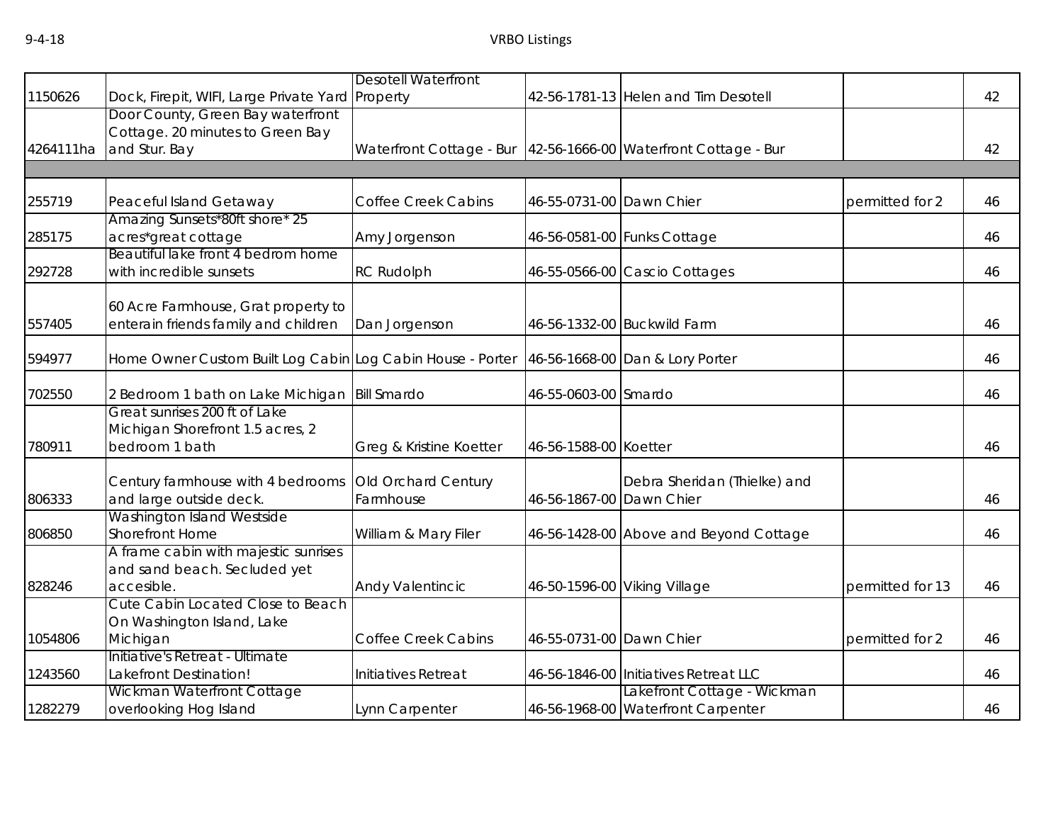| | | | | | | |
|---|---|---|---|---|---|---|
| 1150626 | Dock, Firepit, WIFI, Large Private Yard | Desotell Waterfront Property | 42-56-1781-13 | Helen and Tim Desotell | | 42 |
| 4264111ha | Door County, Green Bay waterfront Cottage. 20 minutes to Green Bay and Stur. Bay | Waterfront Cottage - Bur | 42-56-1666-00 | Waterfront Cottage - Bur | | 42 |
| | | | | | | |
| 255719 | Peaceful Island Getaway | Coffee Creek Cabins | 46-55-0731-00 | Dawn Chier | permitted for 2 | 46 |
| 285175 | Amazing Sunsets*80ft shore* 25 acres*great cottage | Amy Jorgenson | 46-56-0581-00 | Funks Cottage | | 46 |
| 292728 | Beautiful lake front 4 bedrom home with incredible sunsets | RC Rudolph | 46-55-0566-00 | Cascio Cottages | | 46 |
| 557405 | 60 Acre Farmhouse, Grat property to enterain friends family and children | Dan Jorgenson | 46-56-1332-00 | Buckwild Farm | | 46 |
| 594977 | Home Owner Custom Built Log Cabin | Log Cabin House - Porter | 46-56-1668-00 | Dan & Lory Porter | | 46 |
| 702550 | 2 Bedroom 1 bath on Lake Michigan | Bill Smardo | 46-55-0603-00 | Smardo | | 46 |
| 780911 | Great sunrises 200 ft of Lake Michigan Shorefront 1.5 acres, 2 bedroom 1 bath | Greg & Kristine Koetter | 46-56-1588-00 | Koetter | | 46 |
| 806333 | Century farmhouse with 4 bedrooms and large outside deck. | Old Orchard Century Farmhouse | 46-56-1867-00 | Debra Sheridan (Thielke) and Dawn Chier | | 46 |
| 806850 | Washington Island Westside Shorefront Home | William & Mary Filer | 46-56-1428-00 | Above and Beyond Cottage | | 46 |
| 828246 | A frame cabin with majestic sunrises and sand beach. Secluded yet accesible. | Andy Valentincic | 46-50-1596-00 | Viking Village | permitted for 13 | 46 |
| 1054806 | Cute Cabin Located Close to Beach On Washington Island, Lake Michigan | Coffee Creek Cabins | 46-55-0731-00 | Dawn Chier | permitted for 2 | 46 |
| 1243560 | Initiative's Retreat - Ultimate Lakefront Destination! | Initiatives Retreat | 46-56-1846-00 | Initiatives Retreat LLC | | 46 |
| 1282279 | Wickman Waterfront Cottage overlooking Hog Island | Lynn Carpenter | 46-56-1968-00 | Lakefront Cottage - Wickman Waterfront Carpenter | | 46 |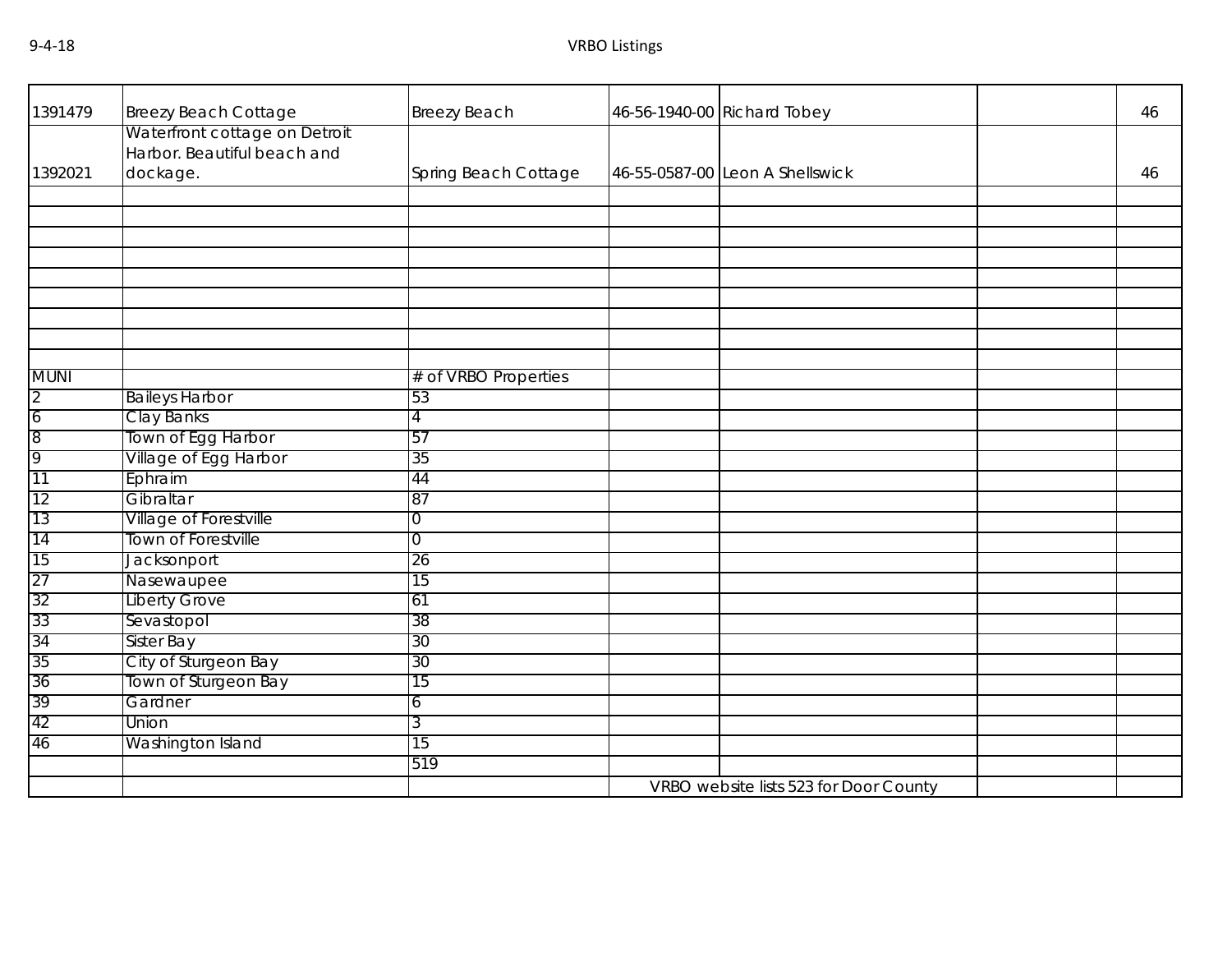| | | | | | | |
|---|---|---|---|---|---|---|
| 1391479 | Breezy Beach Cottage | Breezy Beach | 46-56-1940-00 | Richard Tobey | | 46 |
| 1392021 | Waterfront cottage on Detroit Harbor. Beautiful beach and dockage. | Spring Beach Cottage | 46-55-0587-00 | Leon A Shellswick | | 46 |
| | | | | | | |
| | | | | | | |
| | | | | | | |
| | | | | | | |
| | | | | | | |
| | | | | | | |
| | | | | | | |
| | | | | | | |
| | | | | | | |
| MUNI | | # of VRBO Properties | | | | |
| 2 | Baileys Harbor | 53 | | | | |
| 6 | Clay Banks | 4 | | | | |
| 8 | Town of Egg Harbor | 57 | | | | |
| 9 | Village of Egg Harbor | 35 | | | | |
| 11 | Ephraim | 44 | | | | |
| 12 | Gibraltar | 87 | | | | |
| 13 | Village of Forestville | 0 | | | | |
| 14 | Town of Forestville | 0 | | | | |
| 15 | Jacksonport | 26 | | | | |
| 27 | Nasewaupee | 15 | | | | |
| 32 | Liberty Grove | 61 | | | | |
| 33 | Sevastopol | 38 | | | | |
| 34 | Sister Bay | 30 | | | | |
| 35 | City of Sturgeon Bay | 30 | | | | |
| 36 | Town of Sturgeon Bay | 15 | | | | |
| 39 | Gardner | 6 | | | | |
| 42 | Union | 3 | | | | |
| 46 | Washington Island | 15 | | | | |
| | | 519 | | | | |
| | | | VRBO website lists 523 for Door County | | | |